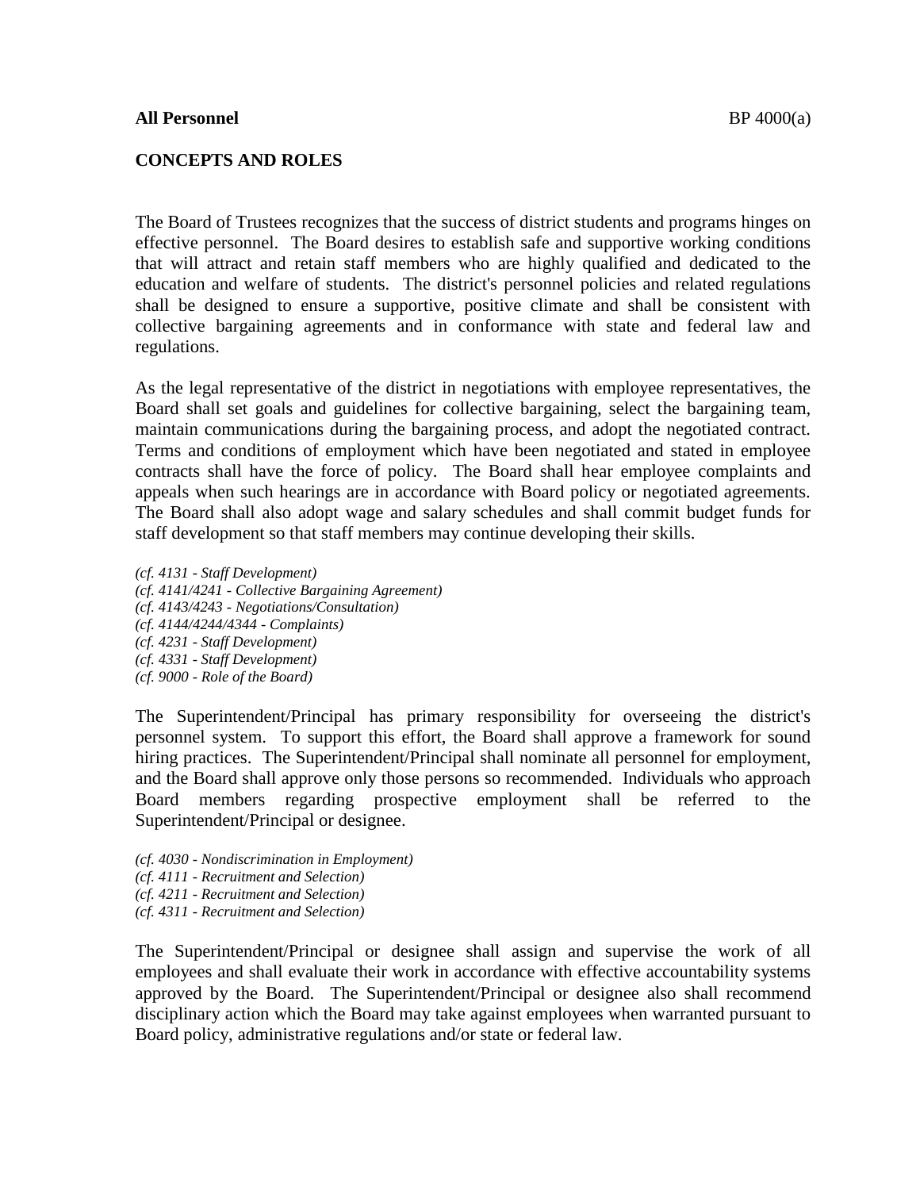**All Personnel** BP 4000(a)

## CONCEPTS AND ROLES

The Board of Trustees recognizes that the success of district students and programs hinges on effective personnel. The Board desires to establish safe and supportive working conditions that will attract and retain staff members who are highly qualified and dedicated to the education and welfare of students. The district's personnel policies and related regulations shall be designed to ensure a supportive, positive climate and shall be consistent with collective bargaining agreements and in conformance with state and federal law and regulations.

As the legal representative of the district in negotiations with employee representatives, the Board shall set goals and guidelines for collective bargaining, select the bargaining team, maintain communications during the bargaining process, and adopt the negotiated contract. Terms and conditions of employment which have been negotiated and stated in employee contracts shall have the force of policy. The Board shall hear employee complaints and appeals when such hearings are in accordance with Board policy or negotiated agreements. The Board shall also adopt wage and salary schedules and shall commit budget funds for staff development so that staff members may continue developing their skills.

*(cf. 4131 - Staff Development)*
*(cf. 4141/4241 - Collective Bargaining Agreement)*
*(cf. 4143/4243 - Negotiations/Consultation)*
*(cf. 4144/4244/4344 - Complaints)*
*(cf. 4231 - Staff Development)*
*(cf. 4331 - Staff Development)*
*(cf. 9000 - Role of the Board)*

The Superintendent/Principal has primary responsibility for overseeing the district's personnel system. To support this effort, the Board shall approve a framework for sound hiring practices. The Superintendent/Principal shall nominate all personnel for employment, and the Board shall approve only those persons so recommended. Individuals who approach Board members regarding prospective employment shall be referred to the Superintendent/Principal or designee.

*(cf. 4030 - Nondiscrimination in Employment)*
*(cf. 4111 - Recruitment and Selection)*
*(cf. 4211 - Recruitment and Selection)*
*(cf. 4311 - Recruitment and Selection)*

The Superintendent/Principal or designee shall assign and supervise the work of all employees and shall evaluate their work in accordance with effective accountability systems approved by the Board. The Superintendent/Principal or designee also shall recommend disciplinary action which the Board may take against employees when warranted pursuant to Board policy, administrative regulations and/or state or federal law.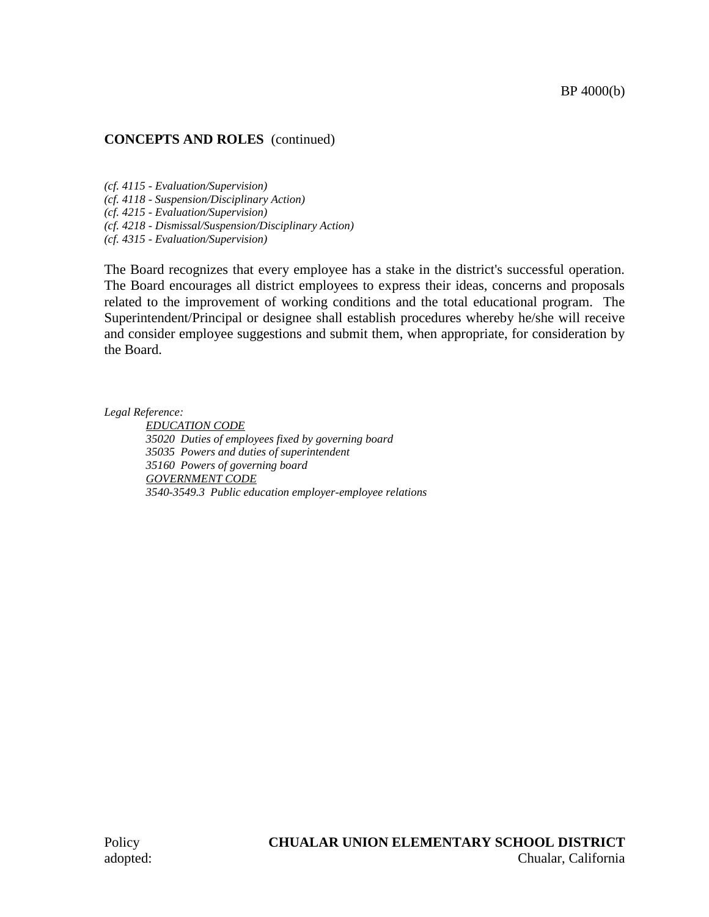**CONCEPTS AND ROLES** (continued)

*(cf. 4115 - Evaluation/Supervision)*
*(cf. 4118 - Suspension/Disciplinary Action)*
*(cf. 4215 - Evaluation/Supervision)*
*(cf. 4218 - Dismissal/Suspension/Disciplinary Action)*
*(cf. 4315 - Evaluation/Supervision)*

The Board recognizes that every employee has a stake in the district's successful operation. The Board encourages all district employees to express their ideas, concerns and proposals related to the improvement of working conditions and the total educational program. The Superintendent/Principal or designee shall establish procedures whereby he/she will receive and consider employee suggestions and submit them, when appropriate, for consideration by the Board.

*Legal Reference:*

*EDUCATION CODE*
*35020 Duties of employees fixed by governing board*
*35035 Powers and duties of superintendent*
*35160 Powers of governing board*
*GOVERNMENT CODE*
*3540-3549.3 Public education employer-employee relations*

Policy adopted:

**CHUALAR UNION ELEMENTARY SCHOOL DISTRICT**
Chualar, California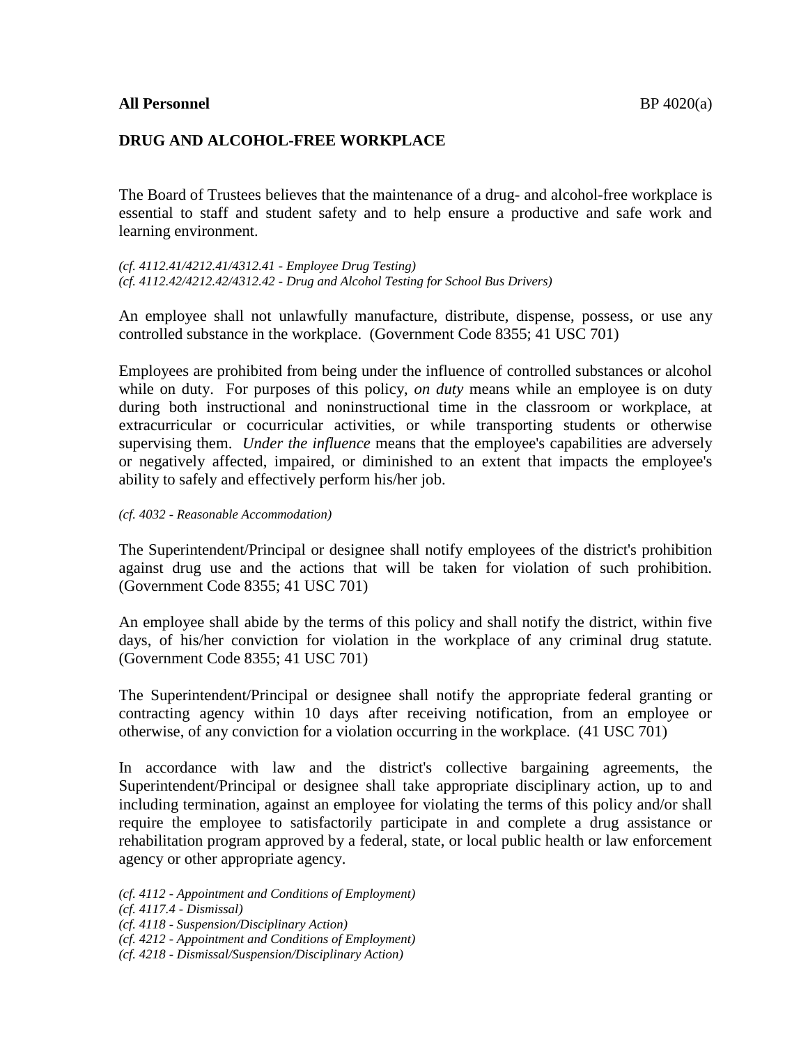**All Personnel** BP 4020(a)

## DRUG AND ALCOHOL-FREE WORKPLACE

The Board of Trustees believes that the maintenance of a drug- and alcohol-free workplace is essential to staff and student safety and to help ensure a productive and safe work and learning environment.

*(cf. 4112.41/4212.41/4312.41 - Employee Drug Testing)*
*(cf. 4112.42/4212.42/4312.42 - Drug and Alcohol Testing for School Bus Drivers)*

An employee shall not unlawfully manufacture, distribute, dispense, possess, or use any controlled substance in the workplace. (Government Code 8355; 41 USC 701)

Employees are prohibited from being under the influence of controlled substances or alcohol while on duty. For purposes of this policy, *on duty* means while an employee is on duty during both instructional and noninstructional time in the classroom or workplace, at extracurricular or cocurricular activities, or while transporting students or otherwise supervising them. *Under the influence* means that the employee's capabilities are adversely or negatively affected, impaired, or diminished to an extent that impacts the employee's ability to safely and effectively perform his/her job.

*(cf. 4032 - Reasonable Accommodation)*

The Superintendent/Principal or designee shall notify employees of the district's prohibition against drug use and the actions that will be taken for violation of such prohibition. (Government Code 8355; 41 USC 701)

An employee shall abide by the terms of this policy and shall notify the district, within five days, of his/her conviction for violation in the workplace of any criminal drug statute. (Government Code 8355; 41 USC 701)

The Superintendent/Principal or designee shall notify the appropriate federal granting or contracting agency within 10 days after receiving notification, from an employee or otherwise, of any conviction for a violation occurring in the workplace. (41 USC 701)

In accordance with law and the district's collective bargaining agreements, the Superintendent/Principal or designee shall take appropriate disciplinary action, up to and including termination, against an employee for violating the terms of this policy and/or shall require the employee to satisfactorily participate in and complete a drug assistance or rehabilitation program approved by a federal, state, or local public health or law enforcement agency or other appropriate agency.

*(cf. 4112 - Appointment and Conditions of Employment)*
*(cf. 4117.4 - Dismissal)*
*(cf. 4118 - Suspension/Disciplinary Action)*
*(cf. 4212 - Appointment and Conditions of Employment)*
*(cf. 4218 - Dismissal/Suspension/Disciplinary Action)*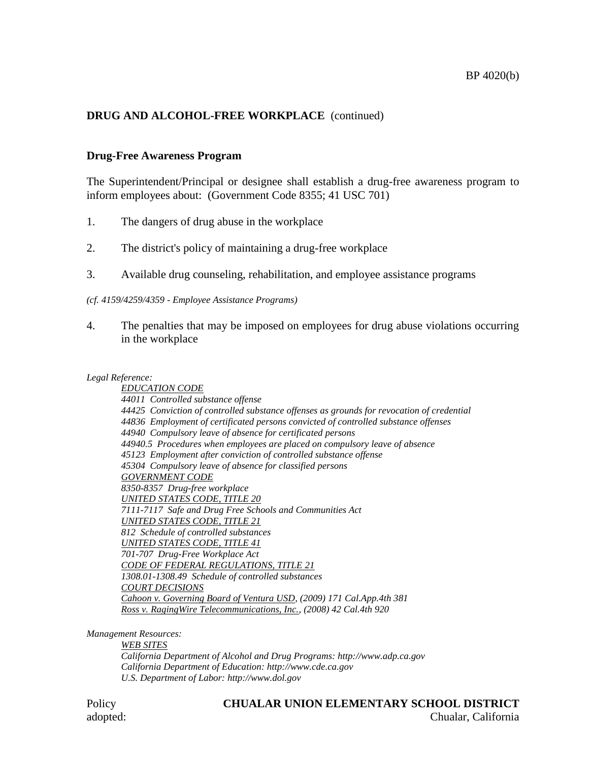## DRUG AND ALCOHOL-FREE WORKPLACE (continued)

### Drug-Free Awareness Program

The Superintendent/Principal or designee shall establish a drug-free awareness program to inform employees about: (Government Code 8355; 41 USC 701)

1. The dangers of drug abuse in the workplace

2. The district's policy of maintaining a drug-free workplace

3. Available drug counseling, rehabilitation, and employee assistance programs

*(cf. 4159/4259/4359 - Employee Assistance Programs)*

4. The penalties that may be imposed on employees for drug abuse violations occurring in the workplace

*Legal Reference:*

*EDUCATION CODE*
*44011 Controlled substance offense*
*44425 Conviction of controlled substance offenses as grounds for revocation of credential*
*44836 Employment of certificated persons convicted of controlled substance offenses*
*44940 Compulsory leave of absence for certificated persons*
*44940.5 Procedures when employees are placed on compulsory leave of absence*
*45123 Employment after conviction of controlled substance offense*
*45304 Compulsory leave of absence for classified persons*
*GOVERNMENT CODE*
*8350-8357 Drug-free workplace*
*UNITED STATES CODE, TITLE 20*
*7111-7117 Safe and Drug Free Schools and Communities Act*
*UNITED STATES CODE, TITLE 21*
*812 Schedule of controlled substances*
*UNITED STATES CODE, TITLE 41*
*701-707 Drug-Free Workplace Act*
*CODE OF FEDERAL REGULATIONS, TITLE 21*
*1308.01-1308.49 Schedule of controlled substances*
*COURT DECISIONS*
*Cahoon v. Governing Board of Ventura USD, (2009) 171 Cal.App.4th 381*
*Ross v. RagingWire Telecommunications, Inc., (2008) 42 Cal.4th 920*

*Management Resources:*

*WEB SITES*
*California Department of Alcohol and Drug Programs: http://www.adp.ca.gov*
*California Department of Education: http://www.cde.ca.gov*
*U.S. Department of Labor: http://www.dol.gov*

Policy adopted:

**CHUALAR UNION ELEMENTARY SCHOOL DISTRICT**
Chualar, California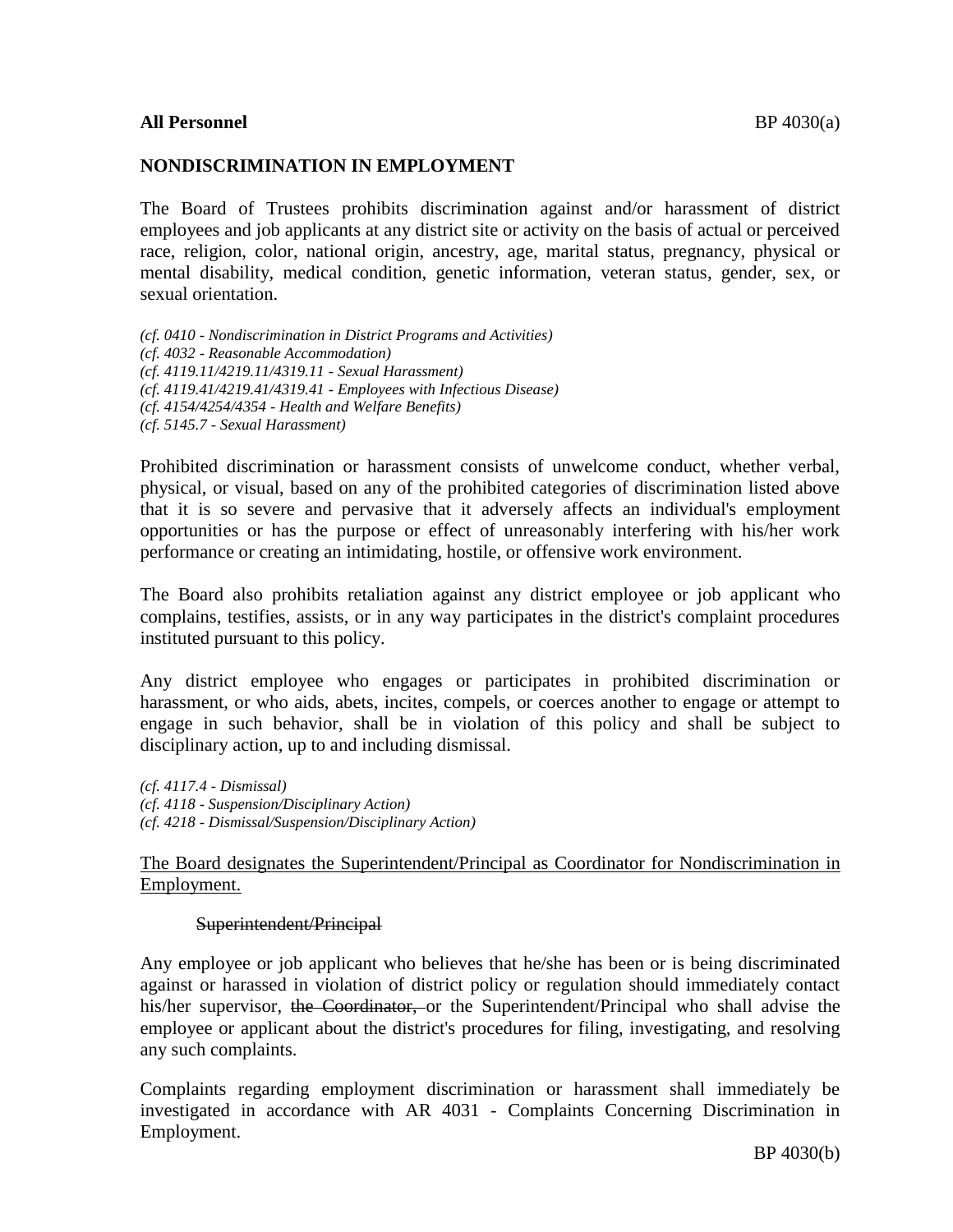**All Personnel**

## NONDISCRIMINATION IN EMPLOYMENT

The Board of Trustees prohibits discrimination against and/or harassment of district employees and job applicants at any district site or activity on the basis of actual or perceived race, religion, color, national origin, ancestry, age, marital status, pregnancy, physical or mental disability, medical condition, genetic information, veteran status, gender, sex, or sexual orientation.

*(cf. 0410 - Nondiscrimination in District Programs and Activities)*
*(cf. 4032 - Reasonable Accommodation)*
*(cf. 4119.11/4219.11/4319.11 - Sexual Harassment)*
*(cf. 4119.41/4219.41/4319.41 - Employees with Infectious Disease)*
*(cf. 4154/4254/4354 - Health and Welfare Benefits)*
*(cf. 5145.7 - Sexual Harassment)*

Prohibited discrimination or harassment consists of unwelcome conduct, whether verbal, physical, or visual, based on any of the prohibited categories of discrimination listed above that it is so severe and pervasive that it adversely affects an individual's employment opportunities or has the purpose or effect of unreasonably interfering with his/her work performance or creating an intimidating, hostile, or offensive work environment.

The Board also prohibits retaliation against any district employee or job applicant who complains, testifies, assists, or in any way participates in the district's complaint procedures instituted pursuant to this policy.

Any district employee who engages or participates in prohibited discrimination or harassment, or who aids, abets, incites, compels, or coerces another to engage or attempt to engage in such behavior, shall be in violation of this policy and shall be subject to disciplinary action, up to and including dismissal.

*(cf. 4117.4 - Dismissal)*
*(cf. 4118 - Suspension/Disciplinary Action)*
*(cf. 4218 - Dismissal/Suspension/Disciplinary Action)*

<u>The Board designates the Superintendent/Principal as Coordinator for Nondiscrimination in Employment.</u>

~~Superintendent/Principal~~

Any employee or job applicant who believes that he/she has been or is being discriminated against or harassed in violation of district policy or regulation should immediately contact his/her supervisor, ~~the Coordinator,~~ or the Superintendent/Principal who shall advise the employee or applicant about the district's procedures for filing, investigating, and resolving any such complaints.

Complaints regarding employment discrimination or harassment shall immediately be investigated in accordance with AR 4031 - Complaints Concerning Discrimination in Employment.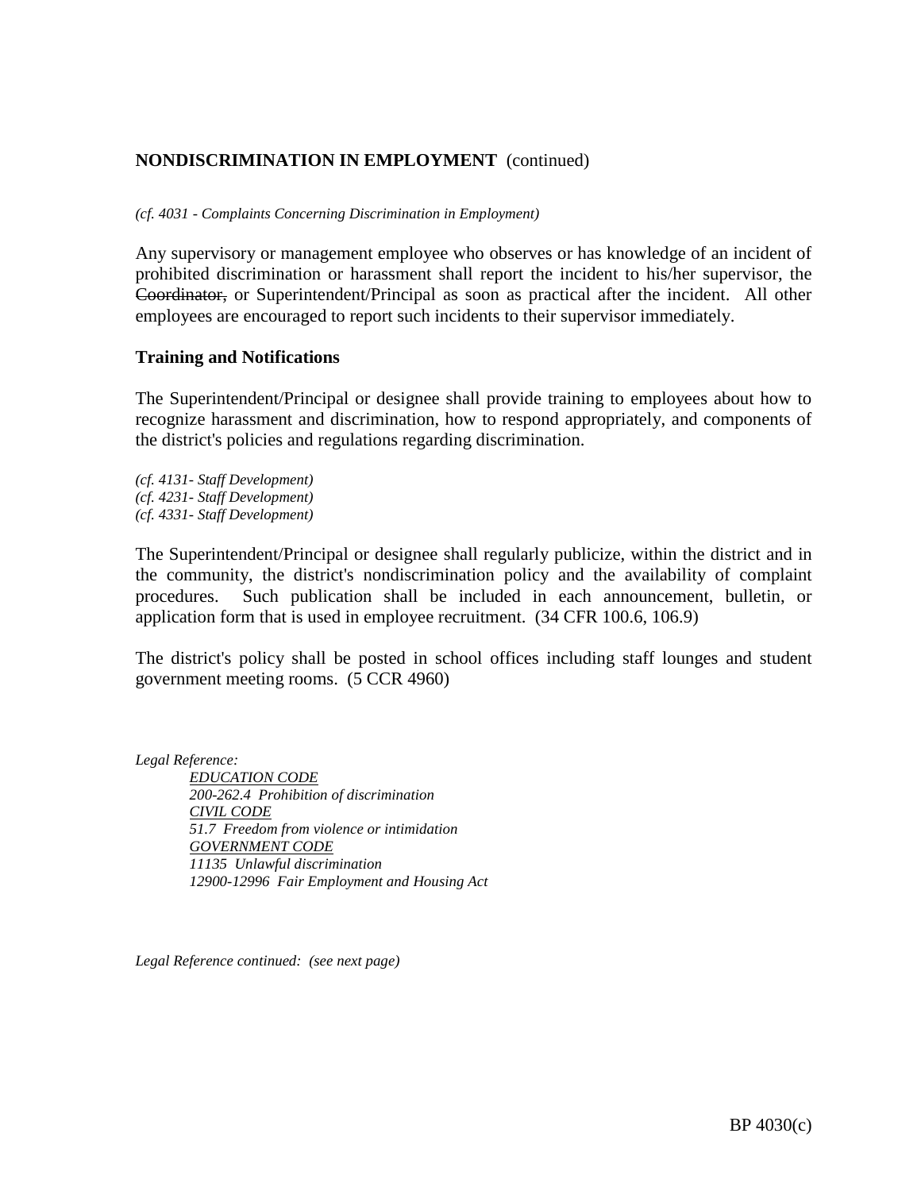## NONDISCRIMINATION IN EMPLOYMENT (continued)

*(cf. 4031 - Complaints Concerning Discrimination in Employment)*

Any supervisory or management employee who observes or has knowledge of an incident of prohibited discrimination or harassment shall report the incident to his/her supervisor, the ~~Coordinator,~~ or Superintendent/Principal as soon as practical after the incident. All other employees are encouraged to report such incidents to their supervisor immediately.

### Training and Notifications

The Superintendent/Principal or designee shall provide training to employees about how to recognize harassment and discrimination, how to respond appropriately, and components of the district's policies and regulations regarding discrimination.

*(cf. 4131- Staff Development)*
*(cf. 4231- Staff Development)*
*(cf. 4331- Staff Development)*

The Superintendent/Principal or designee shall regularly publicize, within the district and in the community, the district's nondiscrimination policy and the availability of complaint procedures. Such publication shall be included in each announcement, bulletin, or application form that is used in employee recruitment. (34 CFR 100.6, 106.9)

The district's policy shall be posted in school offices including staff lounges and student government meeting rooms. (5 CCR 4960)

*Legal Reference:*

*EDUCATION CODE*
*200-262.4 Prohibition of discrimination*
*CIVIL CODE*
*51.7 Freedom from violence or intimidation*
*GOVERNMENT CODE*
*11135 Unlawful discrimination*
*12900-12996 Fair Employment and Housing Act*

*Legal Reference continued: (see next page)*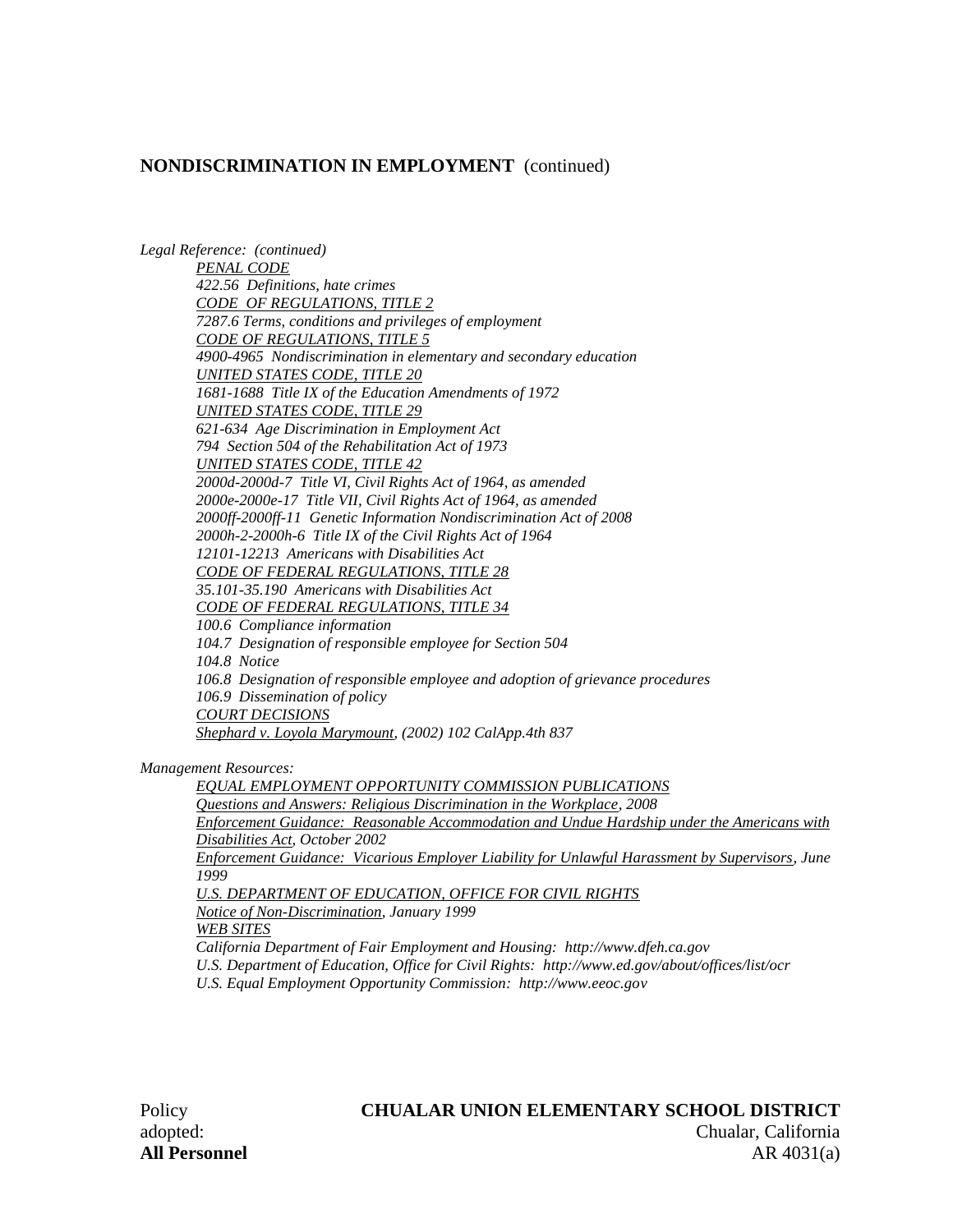**NONDISCRIMINATION IN EMPLOYMENT** (continued)

*Legal Reference: (continued)*

*PENAL CODE*
*422.56 Definitions, hate crimes*
*CODE OF REGULATIONS, TITLE 2*
*7287.6 Terms, conditions and privileges of employment*
*CODE OF REGULATIONS, TITLE 5*
*4900-4965 Nondiscrimination in elementary and secondary education*
*UNITED STATES CODE, TITLE 20*
*1681-1688 Title IX of the Education Amendments of 1972*
*UNITED STATES CODE, TITLE 29*
*621-634 Age Discrimination in Employment Act*
*794 Section 504 of the Rehabilitation Act of 1973*
*UNITED STATES CODE, TITLE 42*
*2000d-2000d-7 Title VI, Civil Rights Act of 1964, as amended*
*2000e-2000e-17 Title VII, Civil Rights Act of 1964, as amended*
*2000ff-2000ff-11 Genetic Information Nondiscrimination Act of 2008*
*2000h-2-2000h-6 Title IX of the Civil Rights Act of 1964*
*12101-12213 Americans with Disabilities Act*
*CODE OF FEDERAL REGULATIONS, TITLE 28*
*35.101-35.190 Americans with Disabilities Act*
*CODE OF FEDERAL REGULATIONS, TITLE 34*
*100.6 Compliance information*
*104.7 Designation of responsible employee for Section 504*
*104.8 Notice*
*106.8 Designation of responsible employee and adoption of grievance procedures*
*106.9 Dissemination of policy*
*COURT DECISIONS*
*Shephard v. Loyola Marymount, (2002) 102 CalApp.4th 837*

*Management Resources:*

*EQUAL EMPLOYMENT OPPORTUNITY COMMISSION PUBLICATIONS*
*Questions and Answers: Religious Discrimination in the Workplace, 2008*
*Enforcement Guidance: Reasonable Accommodation and Undue Hardship under the Americans with Disabilities Act, October 2002*
*Enforcement Guidance: Vicarious Employer Liability for Unlawful Harassment by Supervisors, June 1999*
*U.S. DEPARTMENT OF EDUCATION, OFFICE FOR CIVIL RIGHTS*
*Notice of Non-Discrimination, January 1999*
*WEB SITES*
*California Department of Fair Employment and Housing: http://www.dfeh.ca.gov*
*U.S. Department of Education, Office for Civil Rights: http://www.ed.gov/about/offices/list/ocr*
*U.S. Equal Employment Opportunity Commission: http://www.eeoc.gov*

Policy adopted:
**All Personnel**

**CHUALAR UNION ELEMENTARY SCHOOL DISTRICT**
Chualar, California
AR 4031(a)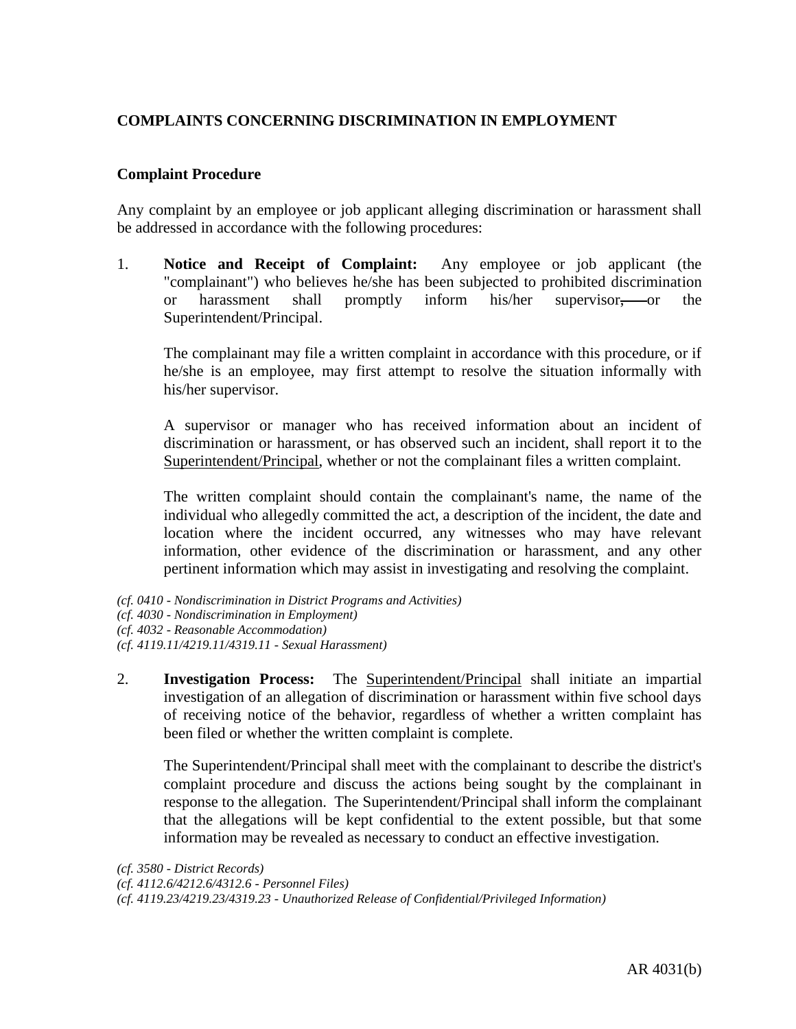## COMPLAINTS CONCERNING DISCRIMINATION IN EMPLOYMENT

### Complaint Procedure

Any complaint by an employee or job applicant alleging discrimination or harassment shall be addressed in accordance with the following procedures:

1. **Notice and Receipt of Complaint:** Any employee or job applicant (the "complainant") who believes he/she has been subjected to prohibited discrimination or harassment shall promptly inform his/her supervisor, or the Superintendent/Principal.

   The complainant may file a written complaint in accordance with this procedure, or if he/she is an employee, may first attempt to resolve the situation informally with his/her supervisor.

   A supervisor or manager who has received information about an incident of discrimination or harassment, or has observed such an incident, shall report it to the Superintendent/Principal, whether or not the complainant files a written complaint.

   The written complaint should contain the complainant's name, the name of the individual who allegedly committed the act, a description of the incident, the date and location where the incident occurred, any witnesses who may have relevant information, other evidence of the discrimination or harassment, and any other pertinent information which may assist in investigating and resolving the complaint.

*(cf. 0410 - Nondiscrimination in District Programs and Activities)*
*(cf. 4030 - Nondiscrimination in Employment)*
*(cf. 4032 - Reasonable Accommodation)*
*(cf. 4119.11/4219.11/4319.11 - Sexual Harassment)*

2. **Investigation Process:** The Superintendent/Principal shall initiate an impartial investigation of an allegation of discrimination or harassment within five school days of receiving notice of the behavior, regardless of whether a written complaint has been filed or whether the written complaint is complete.

   The Superintendent/Principal shall meet with the complainant to describe the district's complaint procedure and discuss the actions being sought by the complainant in response to the allegation. The Superintendent/Principal shall inform the complainant that the allegations will be kept confidential to the extent possible, but that some information may be revealed as necessary to conduct an effective investigation.

*(cf. 3580 - District Records)*
*(cf. 4112.6/4212.6/4312.6 - Personnel Files)*
*(cf. 4119.23/4219.23/4319.23 - Unauthorized Release of Confidential/Privileged Information)*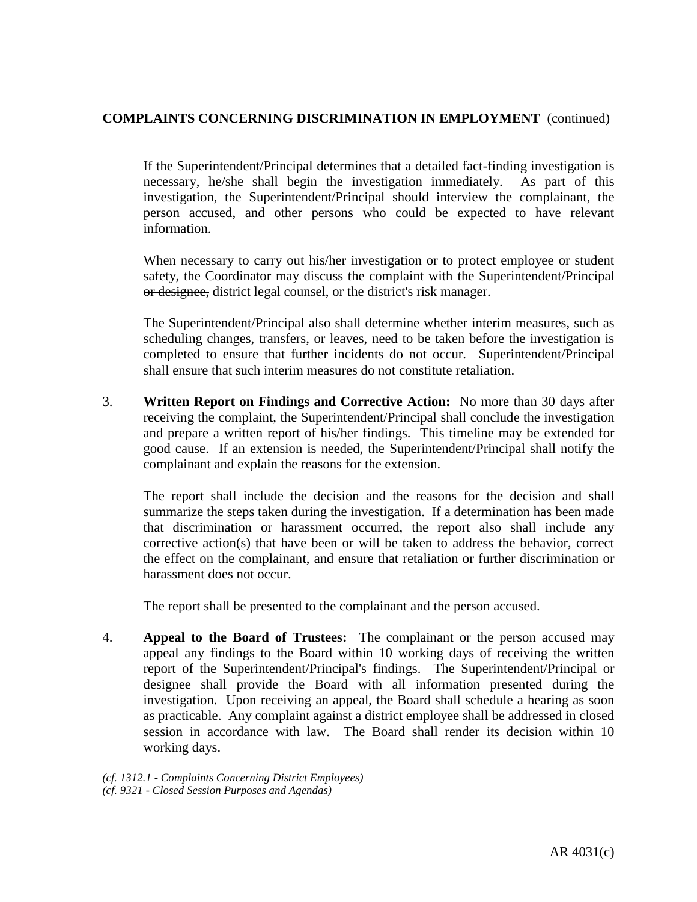**COMPLAINTS CONCERNING DISCRIMINATION IN EMPLOYMENT** (continued)

If the Superintendent/Principal determines that a detailed fact-finding investigation is necessary, he/she shall begin the investigation immediately. As part of this investigation, the Superintendent/Principal should interview the complainant, the person accused, and other persons who could be expected to have relevant information.

When necessary to carry out his/her investigation or to protect employee or student safety, the Coordinator may discuss the complaint with ~~the Superintendent/Principal or designee,~~ district legal counsel, or the district's risk manager.

The Superintendent/Principal also shall determine whether interim measures, such as scheduling changes, transfers, or leaves, need to be taken before the investigation is completed to ensure that further incidents do not occur. Superintendent/Principal shall ensure that such interim measures do not constitute retaliation.

3. **Written Report on Findings and Corrective Action:** No more than 30 days after receiving the complaint, the Superintendent/Principal shall conclude the investigation and prepare a written report of his/her findings. This timeline may be extended for good cause. If an extension is needed, the Superintendent/Principal shall notify the complainant and explain the reasons for the extension.

   The report shall include the decision and the reasons for the decision and shall summarize the steps taken during the investigation. If a determination has been made that discrimination or harassment occurred, the report also shall include any corrective action(s) that have been or will be taken to address the behavior, correct the effect on the complainant, and ensure that retaliation or further discrimination or harassment does not occur.

   The report shall be presented to the complainant and the person accused.

4. **Appeal to the Board of Trustees:** The complainant or the person accused may appeal any findings to the Board within 10 working days of receiving the written report of the Superintendent/Principal's findings. The Superintendent/Principal or designee shall provide the Board with all information presented during the investigation. Upon receiving an appeal, the Board shall schedule a hearing as soon as practicable. Any complaint against a district employee shall be addressed in closed session in accordance with law. The Board shall render its decision within 10 working days.

*(cf. 1312.1 - Complaints Concerning District Employees)*
*(cf. 9321 - Closed Session Purposes and Agendas)*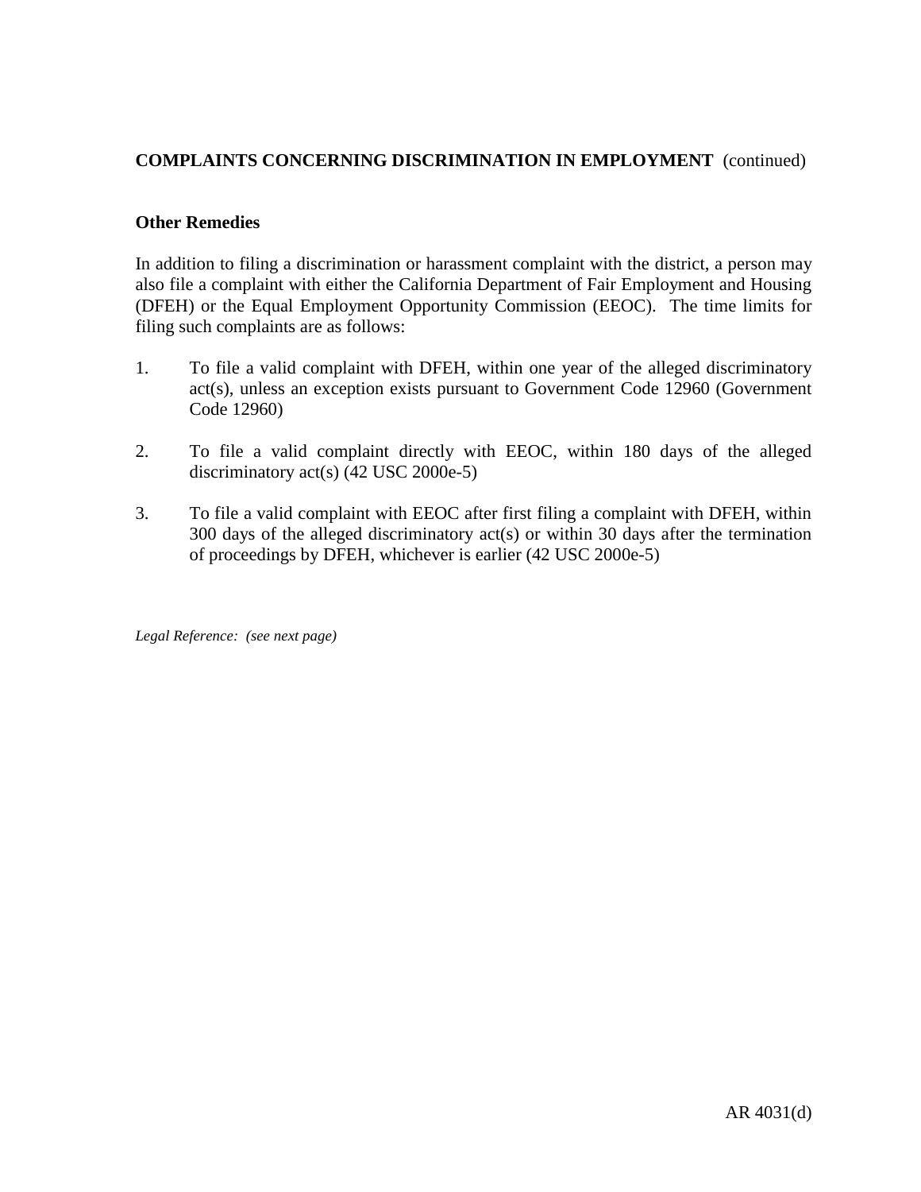**COMPLAINTS CONCERNING DISCRIMINATION IN EMPLOYMENT** (continued)

**Other Remedies**

In addition to filing a discrimination or harassment complaint with the district, a person may also file a complaint with either the California Department of Fair Employment and Housing (DFEH) or the Equal Employment Opportunity Commission (EEOC). The time limits for filing such complaints are as follows:

1. To file a valid complaint with DFEH, within one year of the alleged discriminatory act(s), unless an exception exists pursuant to Government Code 12960 (Government Code 12960)

2. To file a valid complaint directly with EEOC, within 180 days of the alleged discriminatory act(s) (42 USC 2000e-5)

3. To file a valid complaint with EEOC after first filing a complaint with DFEH, within 300 days of the alleged discriminatory act(s) or within 30 days after the termination of proceedings by DFEH, whichever is earlier (42 USC 2000e-5)

*Legal Reference: (see next page)*

AR 4031(d)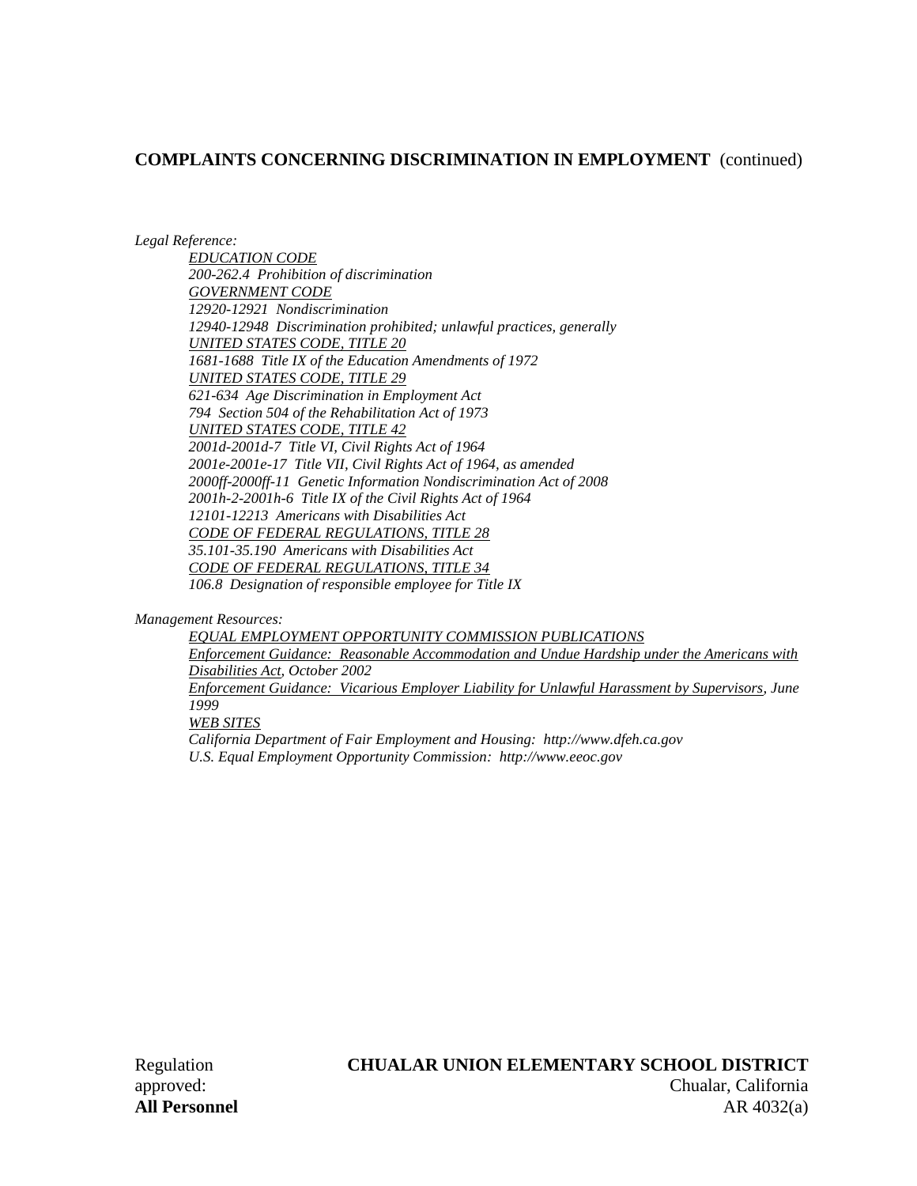**COMPLAINTS CONCERNING DISCRIMINATION IN EMPLOYMENT** (continued)

*Legal Reference:*

*EDUCATION CODE*
*200-262.4 Prohibition of discrimination*
*GOVERNMENT CODE*
*12920-12921 Nondiscrimination*
*12940-12948 Discrimination prohibited; unlawful practices, generally*
*UNITED STATES CODE, TITLE 20*
*1681-1688 Title IX of the Education Amendments of 1972*
*UNITED STATES CODE, TITLE 29*
*621-634 Age Discrimination in Employment Act*
*794 Section 504 of the Rehabilitation Act of 1973*
*UNITED STATES CODE, TITLE 42*
*2001d-2001d-7 Title VI, Civil Rights Act of 1964*
*2001e-2001e-17 Title VII, Civil Rights Act of 1964, as amended*
*2000ff-2000ff-11 Genetic Information Nondiscrimination Act of 2008*
*2001h-2-2001h-6 Title IX of the Civil Rights Act of 1964*
*12101-12213 Americans with Disabilities Act*
*CODE OF FEDERAL REGULATIONS, TITLE 28*
*35.101-35.190 Americans with Disabilities Act*
*CODE OF FEDERAL REGULATIONS, TITLE 34*
*106.8 Designation of responsible employee for Title IX*

*Management Resources:*

*EQUAL EMPLOYMENT OPPORTUNITY COMMISSION PUBLICATIONS*
*Enforcement Guidance: Reasonable Accommodation and Undue Hardship under the Americans with Disabilities Act, October 2002*
*Enforcement Guidance: Vicarious Employer Liability for Unlawful Harassment by Supervisors, June 1999*
*WEB SITES*
*California Department of Fair Employment and Housing: http://www.dfeh.ca.gov*
*U.S. Equal Employment Opportunity Commission: http://www.eeoc.gov*

Regulation approved:
**All Personnel**

**CHUALAR UNION ELEMENTARY SCHOOL DISTRICT**
Chualar, California
AR 4032(a)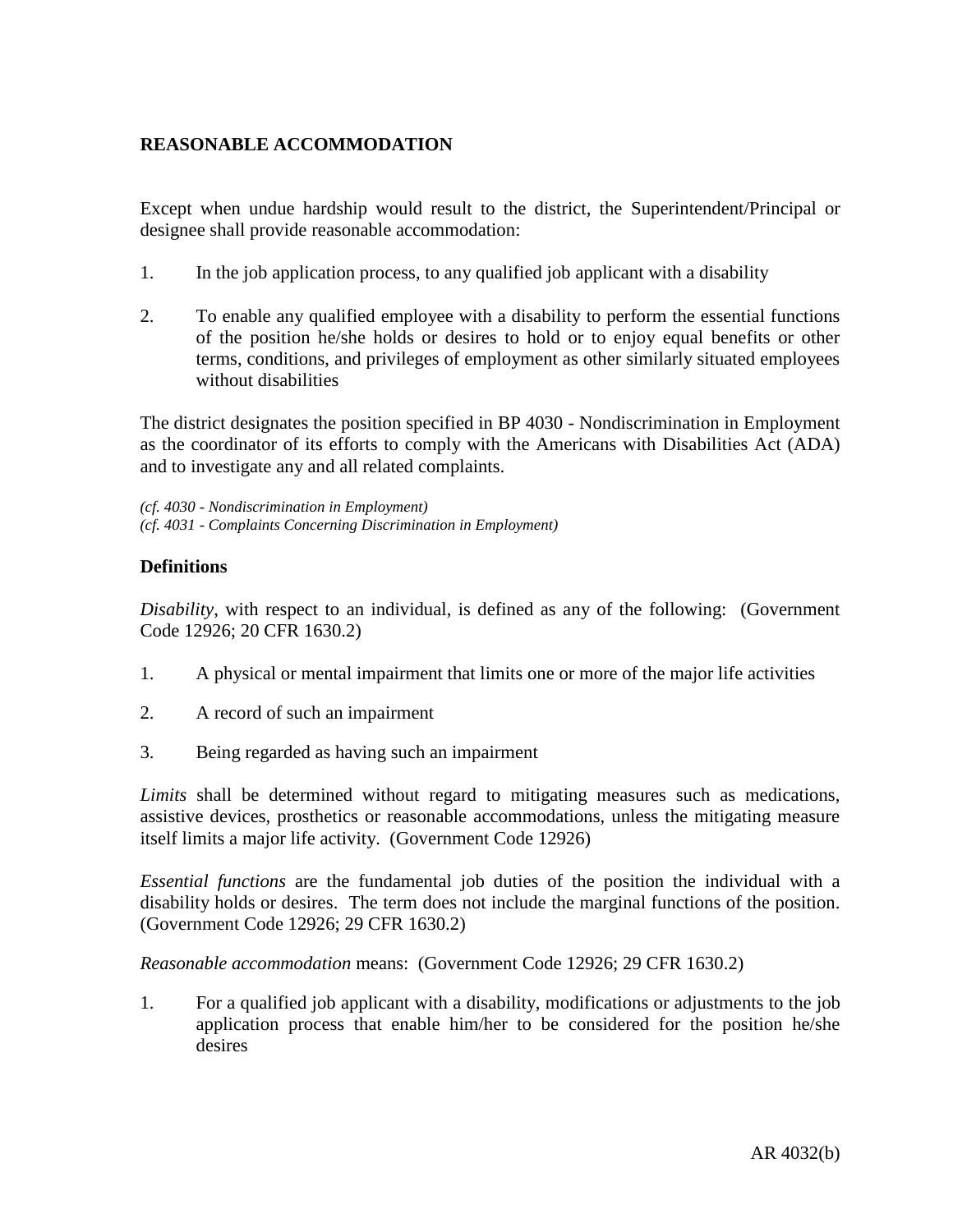## REASONABLE ACCOMMODATION

Except when undue hardship would result to the district, the Superintendent/Principal or designee shall provide reasonable accommodation:

1. In the job application process, to any qualified job applicant with a disability

2. To enable any qualified employee with a disability to perform the essential functions of the position he/she holds or desires to hold or to enjoy equal benefits or other terms, conditions, and privileges of employment as other similarly situated employees without disabilities

The district designates the position specified in BP 4030 - Nondiscrimination in Employment as the coordinator of its efforts to comply with the Americans with Disabilities Act (ADA) and to investigate any and all related complaints.

*(cf. 4030 - Nondiscrimination in Employment)*
*(cf. 4031 - Complaints Concerning Discrimination in Employment)*

### Definitions

*Disability*, with respect to an individual, is defined as any of the following: (Government Code 12926; 20 CFR 1630.2)

1. A physical or mental impairment that limits one or more of the major life activities

2. A record of such an impairment

3. Being regarded as having such an impairment

*Limits* shall be determined without regard to mitigating measures such as medications, assistive devices, prosthetics or reasonable accommodations, unless the mitigating measure itself limits a major life activity. (Government Code 12926)

*Essential functions* are the fundamental job duties of the position the individual with a disability holds or desires. The term does not include the marginal functions of the position. (Government Code 12926; 29 CFR 1630.2)

*Reasonable accommodation* means: (Government Code 12926; 29 CFR 1630.2)

1. For a qualified job applicant with a disability, modifications or adjustments to the job application process that enable him/her to be considered for the position he/she desires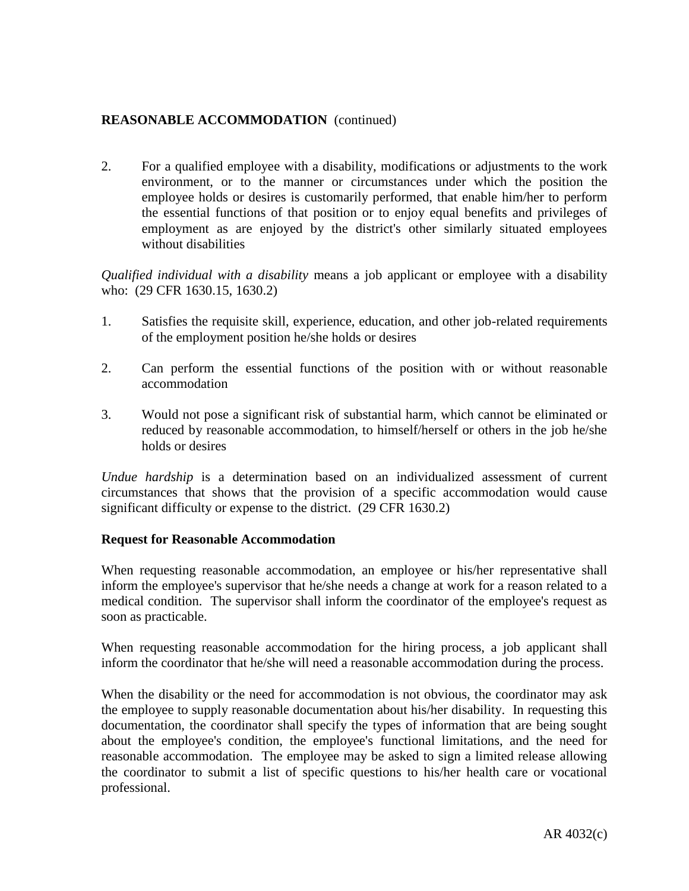**REASONABLE ACCOMMODATION** (continued)

2. For a qualified employee with a disability, modifications or adjustments to the work environment, or to the manner or circumstances under which the position the employee holds or desires is customarily performed, that enable him/her to perform the essential functions of that position or to enjoy equal benefits and privileges of employment as are enjoyed by the district's other similarly situated employees without disabilities

*Qualified individual with a disability* means a job applicant or employee with a disability who: (29 CFR 1630.15, 1630.2)

1. Satisfies the requisite skill, experience, education, and other job-related requirements of the employment position he/she holds or desires

2. Can perform the essential functions of the position with or without reasonable accommodation

3. Would not pose a significant risk of substantial harm, which cannot be eliminated or reduced by reasonable accommodation, to himself/herself or others in the job he/she holds or desires

*Undue hardship* is a determination based on an individualized assessment of current circumstances that shows that the provision of a specific accommodation would cause significant difficulty or expense to the district. (29 CFR 1630.2)

**Request for Reasonable Accommodation**

When requesting reasonable accommodation, an employee or his/her representative shall inform the employee's supervisor that he/she needs a change at work for a reason related to a medical condition. The supervisor shall inform the coordinator of the employee's request as soon as practicable.

When requesting reasonable accommodation for the hiring process, a job applicant shall inform the coordinator that he/she will need a reasonable accommodation during the process.

When the disability or the need for accommodation is not obvious, the coordinator may ask the employee to supply reasonable documentation about his/her disability. In requesting this documentation, the coordinator shall specify the types of information that are being sought about the employee's condition, the employee's functional limitations, and the need for reasonable accommodation. The employee may be asked to sign a limited release allowing the coordinator to submit a list of specific questions to his/her health care or vocational professional.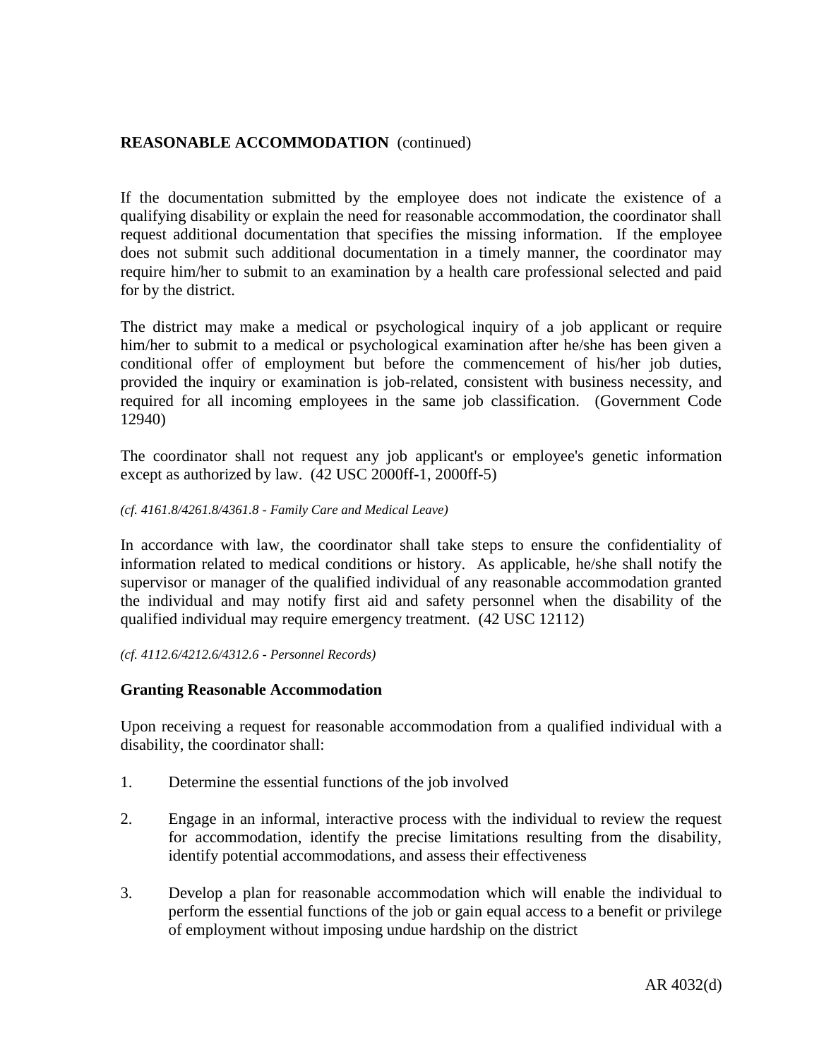**REASONABLE ACCOMMODATION** (continued)

If the documentation submitted by the employee does not indicate the existence of a qualifying disability or explain the need for reasonable accommodation, the coordinator shall request additional documentation that specifies the missing information. If the employee does not submit such additional documentation in a timely manner, the coordinator may require him/her to submit to an examination by a health care professional selected and paid for by the district.

The district may make a medical or psychological inquiry of a job applicant or require him/her to submit to a medical or psychological examination after he/she has been given a conditional offer of employment but before the commencement of his/her job duties, provided the inquiry or examination is job-related, consistent with business necessity, and required for all incoming employees in the same job classification. (Government Code 12940)

The coordinator shall not request any job applicant's or employee's genetic information except as authorized by law. (42 USC 2000ff-1, 2000ff-5)

*(cf. 4161.8/4261.8/4361.8 - Family Care and Medical Leave)*

In accordance with law, the coordinator shall take steps to ensure the confidentiality of information related to medical conditions or history. As applicable, he/she shall notify the supervisor or manager of the qualified individual of any reasonable accommodation granted the individual and may notify first aid and safety personnel when the disability of the qualified individual may require emergency treatment. (42 USC 12112)

*(cf. 4112.6/4212.6/4312.6 - Personnel Records)*

**Granting Reasonable Accommodation**

Upon receiving a request for reasonable accommodation from a qualified individual with a disability, the coordinator shall:

1. Determine the essential functions of the job involved

2. Engage in an informal, interactive process with the individual to review the request for accommodation, identify the precise limitations resulting from the disability, identify potential accommodations, and assess their effectiveness

3. Develop a plan for reasonable accommodation which will enable the individual to perform the essential functions of the job or gain equal access to a benefit or privilege of employment without imposing undue hardship on the district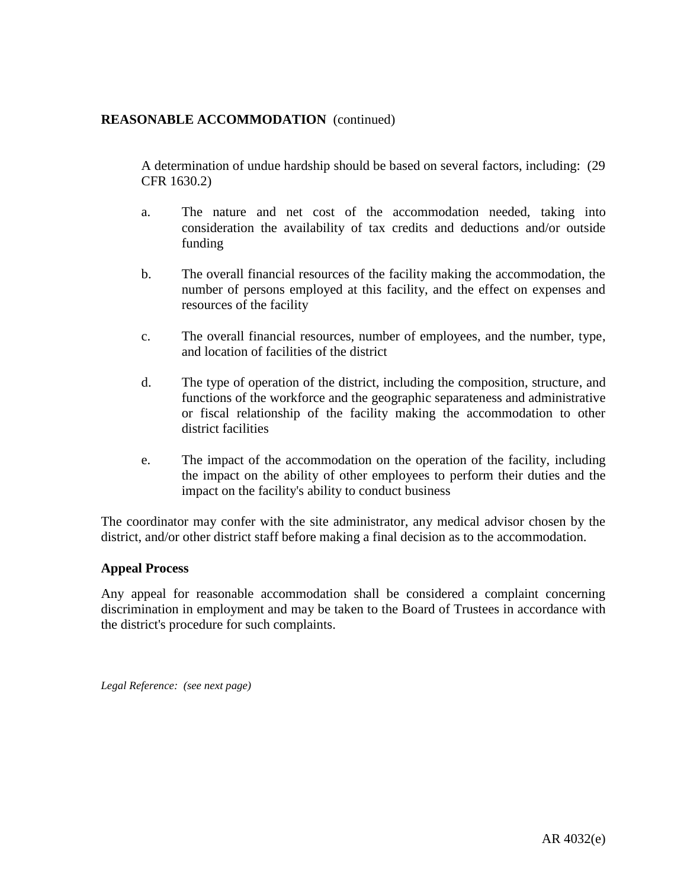**REASONABLE ACCOMMODATION** (continued)

A determination of undue hardship should be based on several factors, including: (29 CFR 1630.2)

a. The nature and net cost of the accommodation needed, taking into consideration the availability of tax credits and deductions and/or outside funding

b. The overall financial resources of the facility making the accommodation, the number of persons employed at this facility, and the effect on expenses and resources of the facility

c. The overall financial resources, number of employees, and the number, type, and location of facilities of the district

d. The type of operation of the district, including the composition, structure, and functions of the workforce and the geographic separateness and administrative or fiscal relationship of the facility making the accommodation to other district facilities

e. The impact of the accommodation on the operation of the facility, including the impact on the ability of other employees to perform their duties and the impact on the facility's ability to conduct business

The coordinator may confer with the site administrator, any medical advisor chosen by the district, and/or other district staff before making a final decision as to the accommodation.

**Appeal Process**

Any appeal for reasonable accommodation shall be considered a complaint concerning discrimination in employment and may be taken to the Board of Trustees in accordance with the district's procedure for such complaints.

*Legal Reference: (see next page)*

AR 4032(e)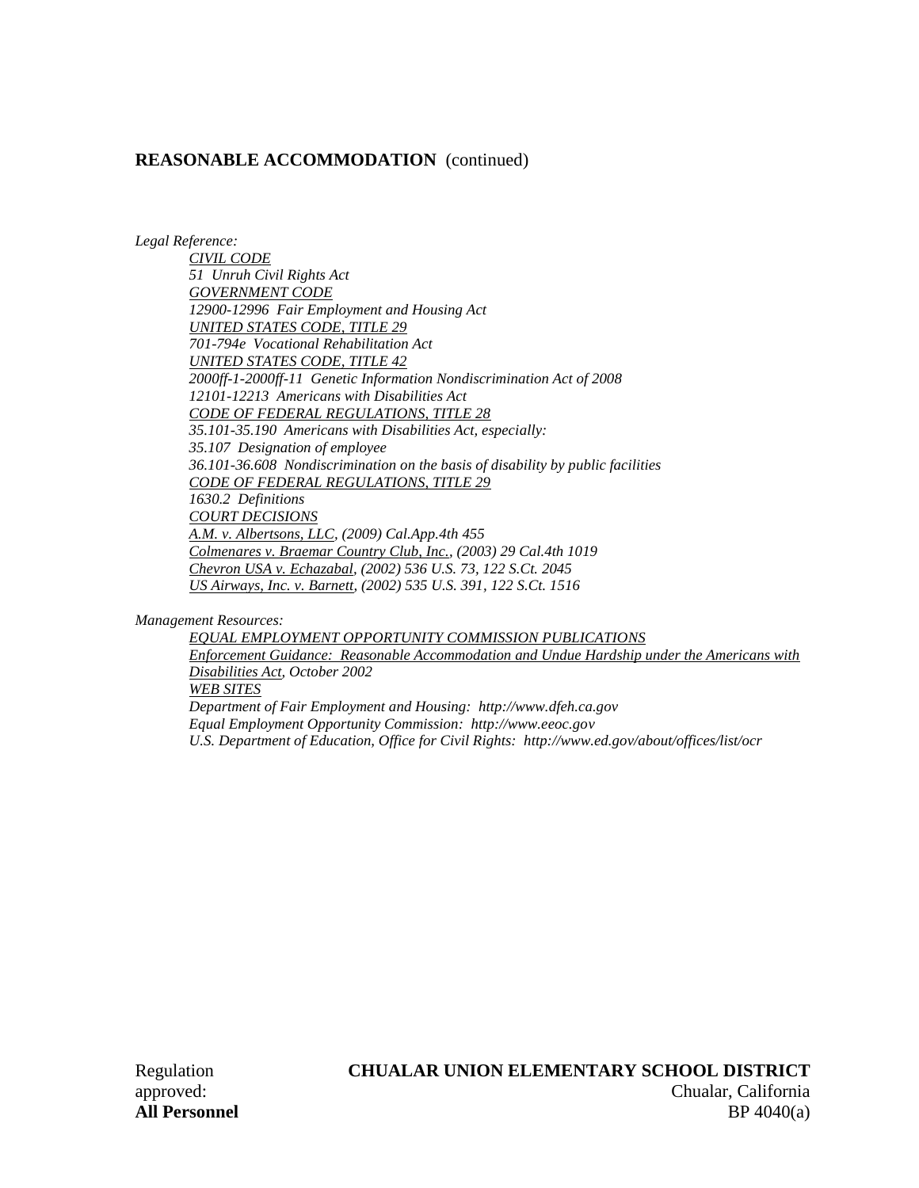**REASONABLE ACCOMMODATION** (continued)

*Legal Reference:*

*CIVIL CODE*
*51 Unruh Civil Rights Act*
*GOVERNMENT CODE*
*12900-12996 Fair Employment and Housing Act*
*UNITED STATES CODE, TITLE 29*
*701-794e Vocational Rehabilitation Act*
*UNITED STATES CODE, TITLE 42*
*2000ff-1-2000ff-11 Genetic Information Nondiscrimination Act of 2008*
*12101-12213 Americans with Disabilities Act*
*CODE OF FEDERAL REGULATIONS, TITLE 28*
*35.101-35.190 Americans with Disabilities Act, especially:*
*35.107 Designation of employee*
*36.101-36.608 Nondiscrimination on the basis of disability by public facilities*
*CODE OF FEDERAL REGULATIONS, TITLE 29*
*1630.2 Definitions*
*COURT DECISIONS*
*A.M. v. Albertsons, LLC, (2009) Cal.App.4th 455*
*Colmenares v. Braemar Country Club, Inc., (2003) 29 Cal.4th 1019*
*Chevron USA v. Echazabal, (2002) 536 U.S. 73, 122 S.Ct. 2045*
*US Airways, Inc. v. Barnett, (2002) 535 U.S. 391, 122 S.Ct. 1516*

*Management Resources:*

*EQUAL EMPLOYMENT OPPORTUNITY COMMISSION PUBLICATIONS*
*Enforcement Guidance: Reasonable Accommodation and Undue Hardship under the Americans with Disabilities Act, October 2002*
*WEB SITES*
*Department of Fair Employment and Housing: http://www.dfeh.ca.gov*
*Equal Employment Opportunity Commission: http://www.eeoc.gov*
*U.S. Department of Education, Office for Civil Rights: http://www.ed.gov/about/offices/list/ocr*

Regulation approved:

**CHUALAR UNION ELEMENTARY SCHOOL DISTRICT**
Chualar, California

**All Personnel**
BP 4040(a)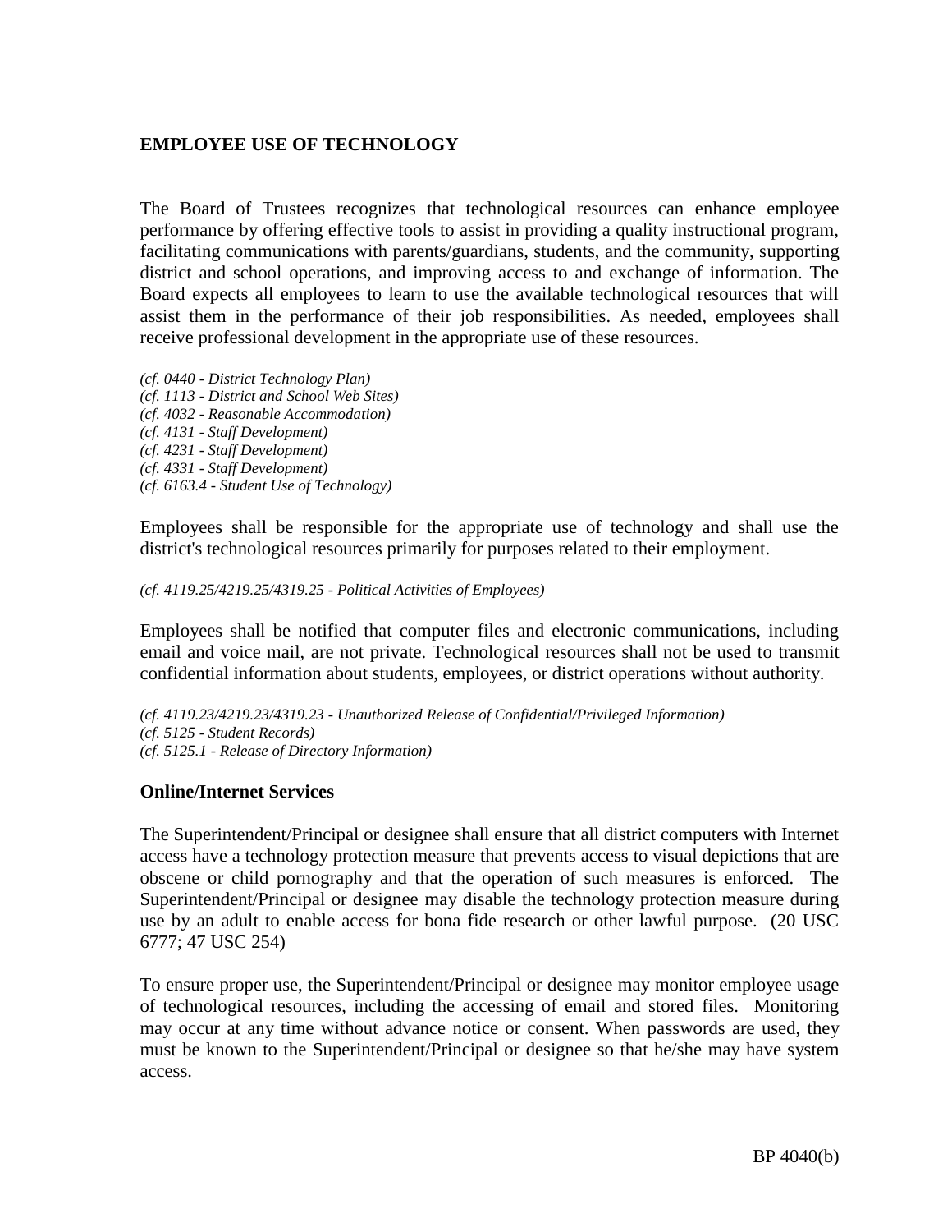## EMPLOYEE USE OF TECHNOLOGY

The Board of Trustees recognizes that technological resources can enhance employee performance by offering effective tools to assist in providing a quality instructional program, facilitating communications with parents/guardians, students, and the community, supporting district and school operations, and improving access to and exchange of information. The Board expects all employees to learn to use the available technological resources that will assist them in the performance of their job responsibilities. As needed, employees shall receive professional development in the appropriate use of these resources.

*(cf. 0440 - District Technology Plan)*
*(cf. 1113 - District and School Web Sites)*
*(cf. 4032 - Reasonable Accommodation)*
*(cf. 4131 - Staff Development)*
*(cf. 4231 - Staff Development)*
*(cf. 4331 - Staff Development)*
*(cf. 6163.4 - Student Use of Technology)*

Employees shall be responsible for the appropriate use of technology and shall use the district's technological resources primarily for purposes related to their employment.

*(cf. 4119.25/4219.25/4319.25 - Political Activities of Employees)*

Employees shall be notified that computer files and electronic communications, including email and voice mail, are not private. Technological resources shall not be used to transmit confidential information about students, employees, or district operations without authority.

*(cf. 4119.23/4219.23/4319.23 - Unauthorized Release of Confidential/Privileged Information)*
*(cf. 5125 - Student Records)*
*(cf. 5125.1 - Release of Directory Information)*

### Online/Internet Services

The Superintendent/Principal or designee shall ensure that all district computers with Internet access have a technology protection measure that prevents access to visual depictions that are obscene or child pornography and that the operation of such measures is enforced. The Superintendent/Principal or designee may disable the technology protection measure during use by an adult to enable access for bona fide research or other lawful purpose. (20 USC 6777; 47 USC 254)

To ensure proper use, the Superintendent/Principal or designee may monitor employee usage of technological resources, including the accessing of email and stored files. Monitoring may occur at any time without advance notice or consent. When passwords are used, they must be known to the Superintendent/Principal or designee so that he/she may have system access.

BP 4040(b)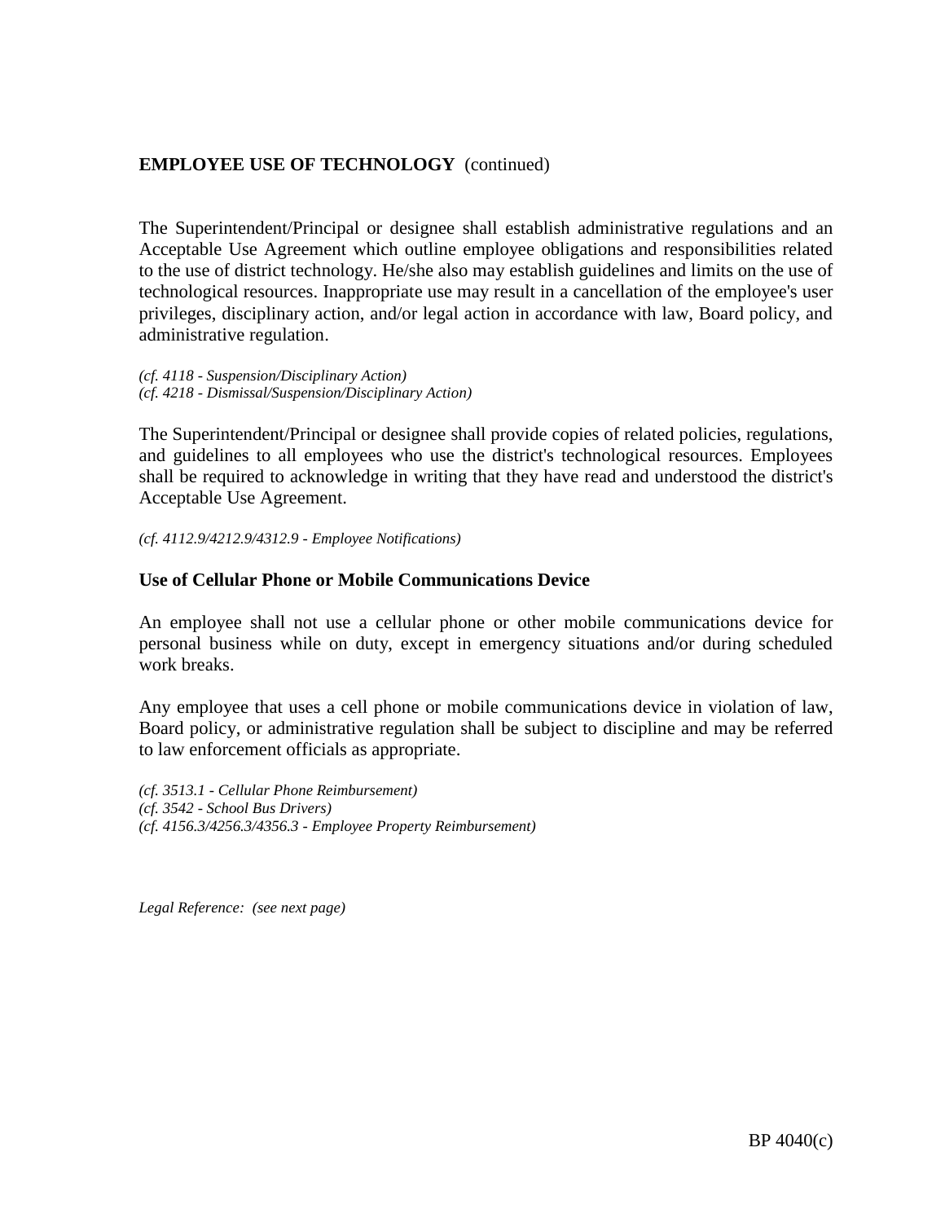## EMPLOYEE USE OF TECHNOLOGY (continued)

The Superintendent/Principal or designee shall establish administrative regulations and an Acceptable Use Agreement which outline employee obligations and responsibilities related to the use of district technology. He/she also may establish guidelines and limits on the use of technological resources. Inappropriate use may result in a cancellation of the employee's user privileges, disciplinary action, and/or legal action in accordance with law, Board policy, and administrative regulation.

*(cf. 4118 - Suspension/Disciplinary Action)*
*(cf. 4218 - Dismissal/Suspension/Disciplinary Action)*

The Superintendent/Principal or designee shall provide copies of related policies, regulations, and guidelines to all employees who use the district's technological resources. Employees shall be required to acknowledge in writing that they have read and understood the district's Acceptable Use Agreement.

*(cf. 4112.9/4212.9/4312.9 - Employee Notifications)*

### Use of Cellular Phone or Mobile Communications Device

An employee shall not use a cellular phone or other mobile communications device for personal business while on duty, except in emergency situations and/or during scheduled work breaks.

Any employee that uses a cell phone or mobile communications device in violation of law, Board policy, or administrative regulation shall be subject to discipline and may be referred to law enforcement officials as appropriate.

*(cf. 3513.1 - Cellular Phone Reimbursement)*
*(cf. 3542 - School Bus Drivers)*
*(cf. 4156.3/4256.3/4356.3 - Employee Property Reimbursement)*

*Legal Reference: (see next page)*

BP 4040(c)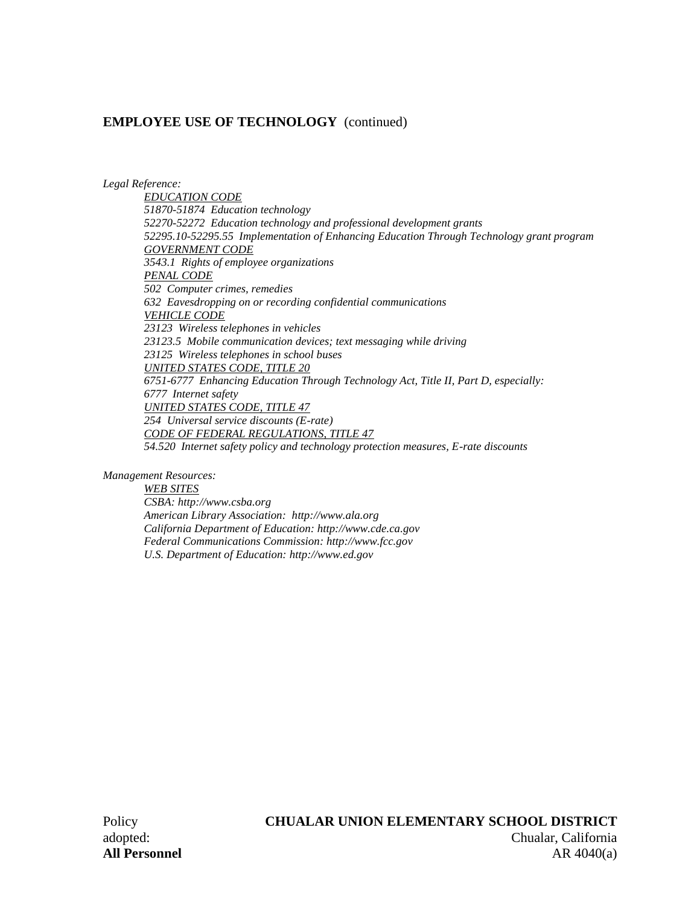**EMPLOYEE USE OF TECHNOLOGY** (continued)

*Legal Reference:*

*EDUCATION CODE*
*51870-51874 Education technology*
*52270-52272 Education technology and professional development grants*
*52295.10-52295.55 Implementation of Enhancing Education Through Technology grant program*
*GOVERNMENT CODE*
*3543.1 Rights of employee organizations*
*PENAL CODE*
*502 Computer crimes, remedies*
*632 Eavesdropping on or recording confidential communications*
*VEHICLE CODE*
*23123 Wireless telephones in vehicles*
*23123.5 Mobile communication devices; text messaging while driving*
*23125 Wireless telephones in school buses*
*UNITED STATES CODE, TITLE 20*
*6751-6777 Enhancing Education Through Technology Act, Title II, Part D, especially:*
*6777 Internet safety*
*UNITED STATES CODE, TITLE 47*
*254 Universal service discounts (E-rate)*
*CODE OF FEDERAL REGULATIONS, TITLE 47*
*54.520 Internet safety policy and technology protection measures, E-rate discounts*

*Management Resources:*

*WEB SITES*
*CSBA: http://www.csba.org*
*American Library Association: http://www.ala.org*
*California Department of Education: http://www.cde.ca.gov*
*Federal Communications Commission: http://www.fcc.gov*
*U.S. Department of Education: http://www.ed.gov*

Policy
adopted:
**All Personnel**

**CHUALAR UNION ELEMENTARY SCHOOL DISTRICT**
Chualar, California
AR 4040(a)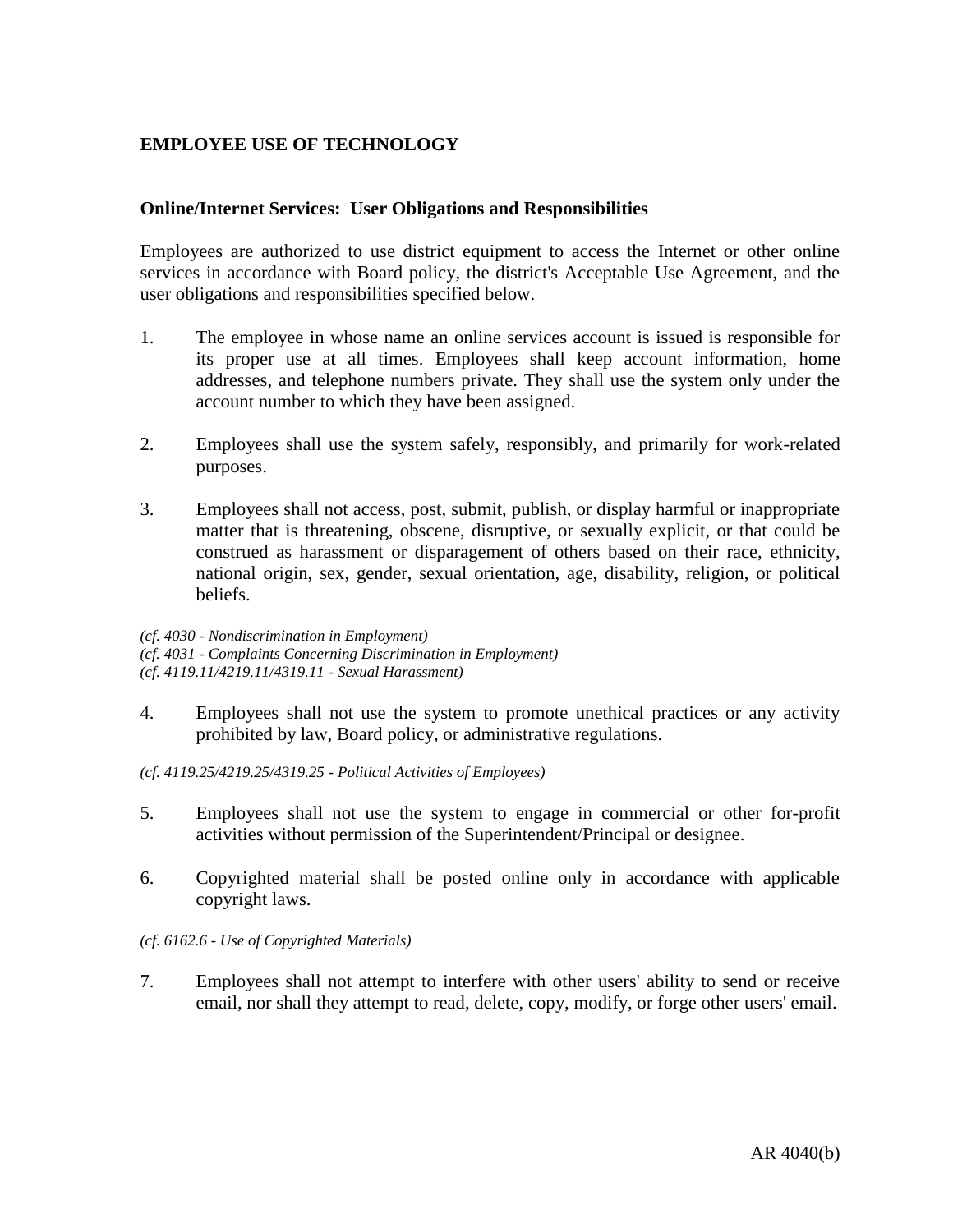## EMPLOYEE USE OF TECHNOLOGY

### Online/Internet Services: User Obligations and Responsibilities

Employees are authorized to use district equipment to access the Internet or other online services in accordance with Board policy, the district's Acceptable Use Agreement, and the user obligations and responsibilities specified below.

1. The employee in whose name an online services account is issued is responsible for its proper use at all times. Employees shall keep account information, home addresses, and telephone numbers private. They shall use the system only under the account number to which they have been assigned.

2. Employees shall use the system safely, responsibly, and primarily for work-related purposes.

3. Employees shall not access, post, submit, publish, or display harmful or inappropriate matter that is threatening, obscene, disruptive, or sexually explicit, or that could be construed as harassment or disparagement of others based on their race, ethnicity, national origin, sex, gender, sexual orientation, age, disability, religion, or political beliefs.

*(cf. 4030 - Nondiscrimination in Employment)*
*(cf. 4031 - Complaints Concerning Discrimination in Employment)*
*(cf. 4119.11/4219.11/4319.11 - Sexual Harassment)*

4. Employees shall not use the system to promote unethical practices or any activity prohibited by law, Board policy, or administrative regulations.

*(cf. 4119.25/4219.25/4319.25 - Political Activities of Employees)*

5. Employees shall not use the system to engage in commercial or other for-profit activities without permission of the Superintendent/Principal or designee.

6. Copyrighted material shall be posted online only in accordance with applicable copyright laws.

*(cf. 6162.6 - Use of Copyrighted Materials)*

7. Employees shall not attempt to interfere with other users' ability to send or receive email, nor shall they attempt to read, delete, copy, modify, or forge other users' email.

AR 4040(b)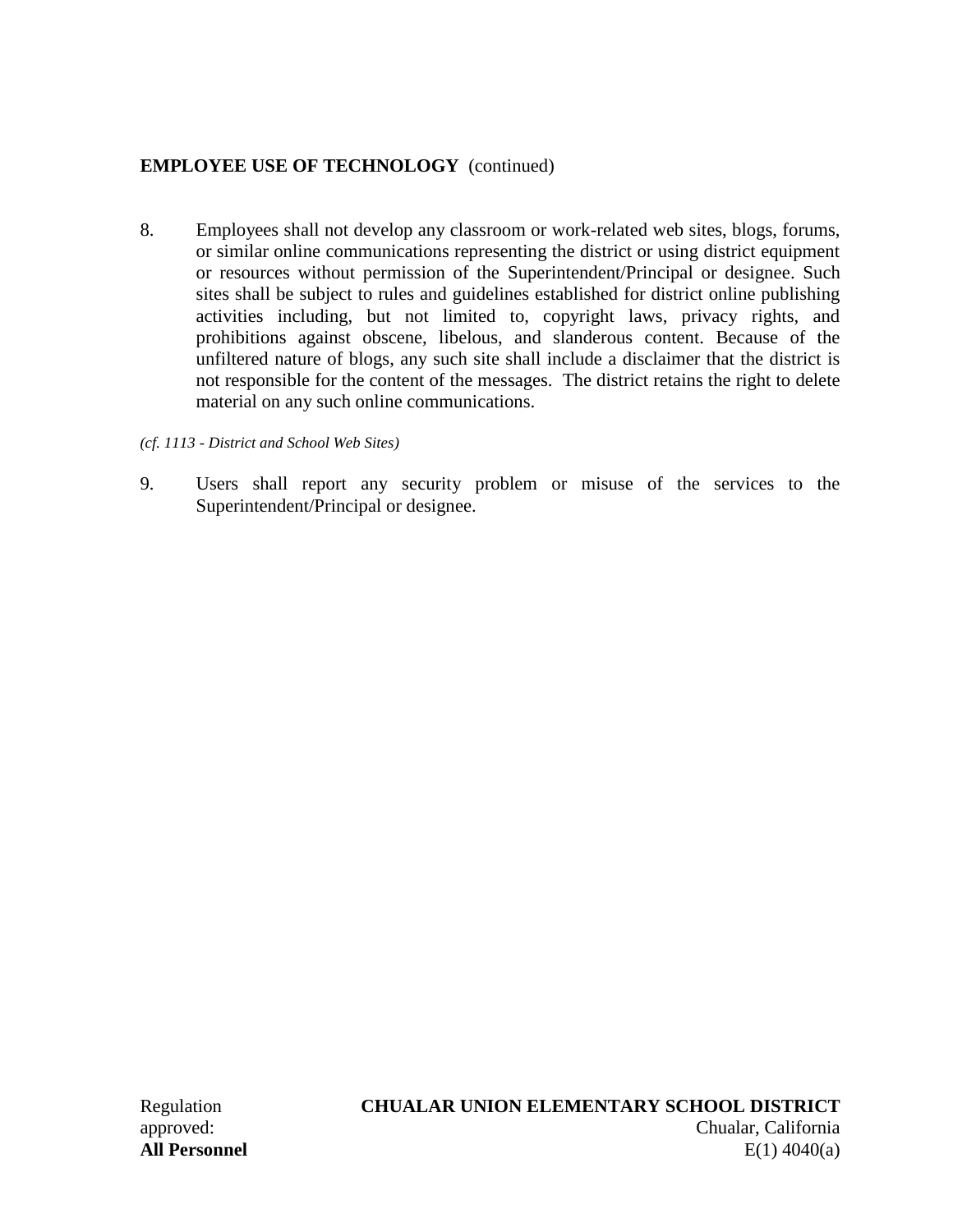**EMPLOYEE USE OF TECHNOLOGY** (continued)

8. Employees shall not develop any classroom or work-related web sites, blogs, forums, or similar online communications representing the district or using district equipment or resources without permission of the Superintendent/Principal or designee. Such sites shall be subject to rules and guidelines established for district online publishing activities including, but not limited to, copyright laws, privacy rights, and prohibitions against obscene, libelous, and slanderous content. Because of the unfiltered nature of blogs, any such site shall include a disclaimer that the district is not responsible for the content of the messages. The district retains the right to delete material on any such online communications.

*(cf. 1113 - District and School Web Sites)*

9. Users shall report any security problem or misuse of the services to the Superintendent/Principal or designee.

Regulation approved:
**All Personnel**

**CHUALAR UNION ELEMENTARY SCHOOL DISTRICT**
Chualar, California
E(1) 4040(a)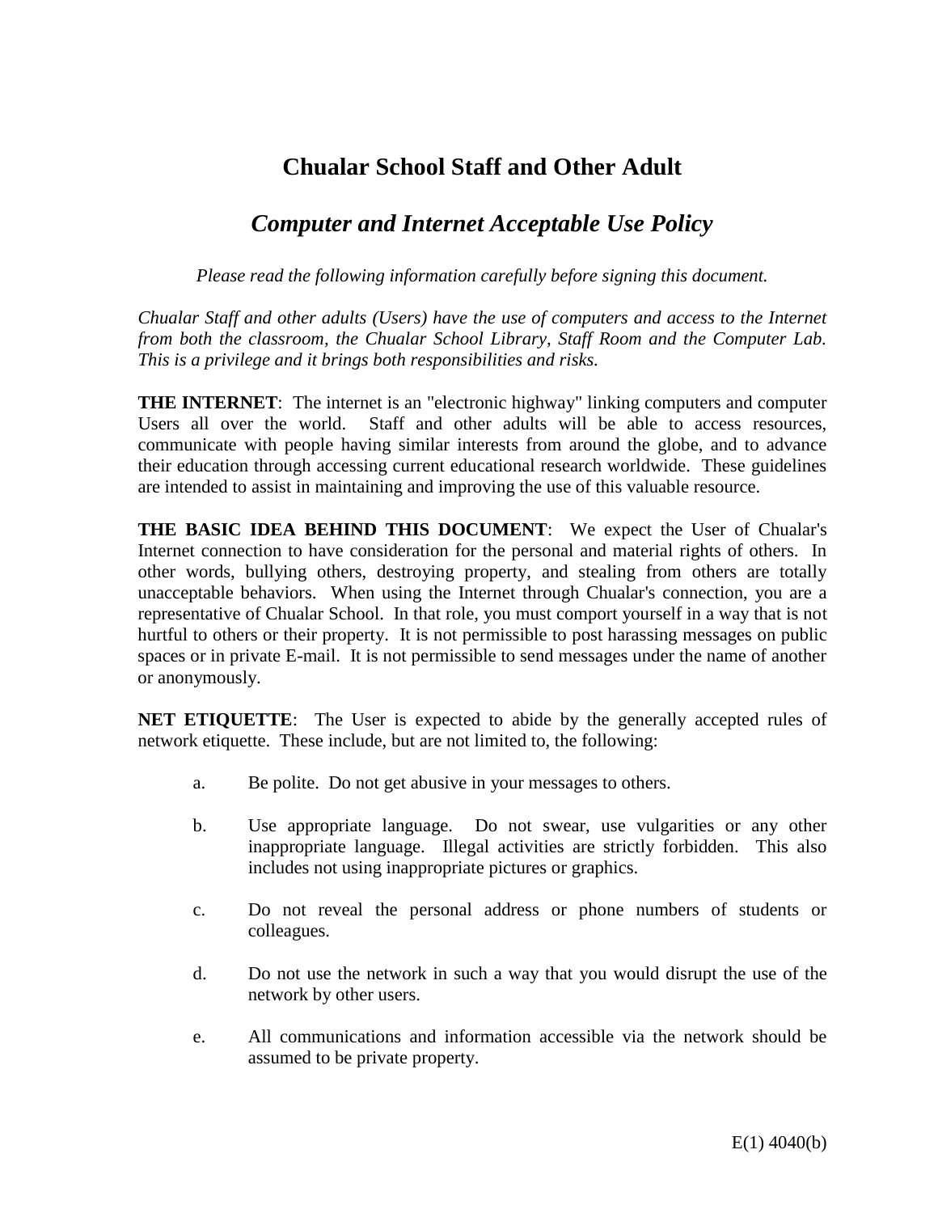# Chualar School Staff and Other Adult

## *Computer and Internet Acceptable Use Policy*

*Please read the following information carefully before signing this document.*

*Chualar Staff and other adults (Users) have the use of computers and access to the Internet from both the classroom, the Chualar School Library, Staff Room and the Computer Lab. This is a privilege and it brings both responsibilities and risks.*

**THE INTERNET**: The internet is an "electronic highway" linking computers and computer Users all over the world. Staff and other adults will be able to access resources, communicate with people having similar interests from around the globe, and to advance their education through accessing current educational research worldwide. These guidelines are intended to assist in maintaining and improving the use of this valuable resource.

**THE BASIC IDEA BEHIND THIS DOCUMENT**: We expect the User of Chualar's Internet connection to have consideration for the personal and material rights of others. In other words, bullying others, destroying property, and stealing from others are totally unacceptable behaviors. When using the Internet through Chualar's connection, you are a representative of Chualar School. In that role, you must comport yourself in a way that is not hurtful to others or their property. It is not permissible to post harassing messages on public spaces or in private E-mail. It is not permissible to send messages under the name of another or anonymously.

**NET ETIQUETTE**: The User is expected to abide by the generally accepted rules of network etiquette. These include, but are not limited to, the following:

a. Be polite. Do not get abusive in your messages to others.

b. Use appropriate language. Do not swear, use vulgarities or any other inappropriate language. Illegal activities are strictly forbidden. This also includes not using inappropriate pictures or graphics.

c. Do not reveal the personal address or phone numbers of students or colleagues.

d. Do not use the network in such a way that you would disrupt the use of the network by other users.

e. All communications and information accessible via the network should be assumed to be private property.

E(1) 4040(b)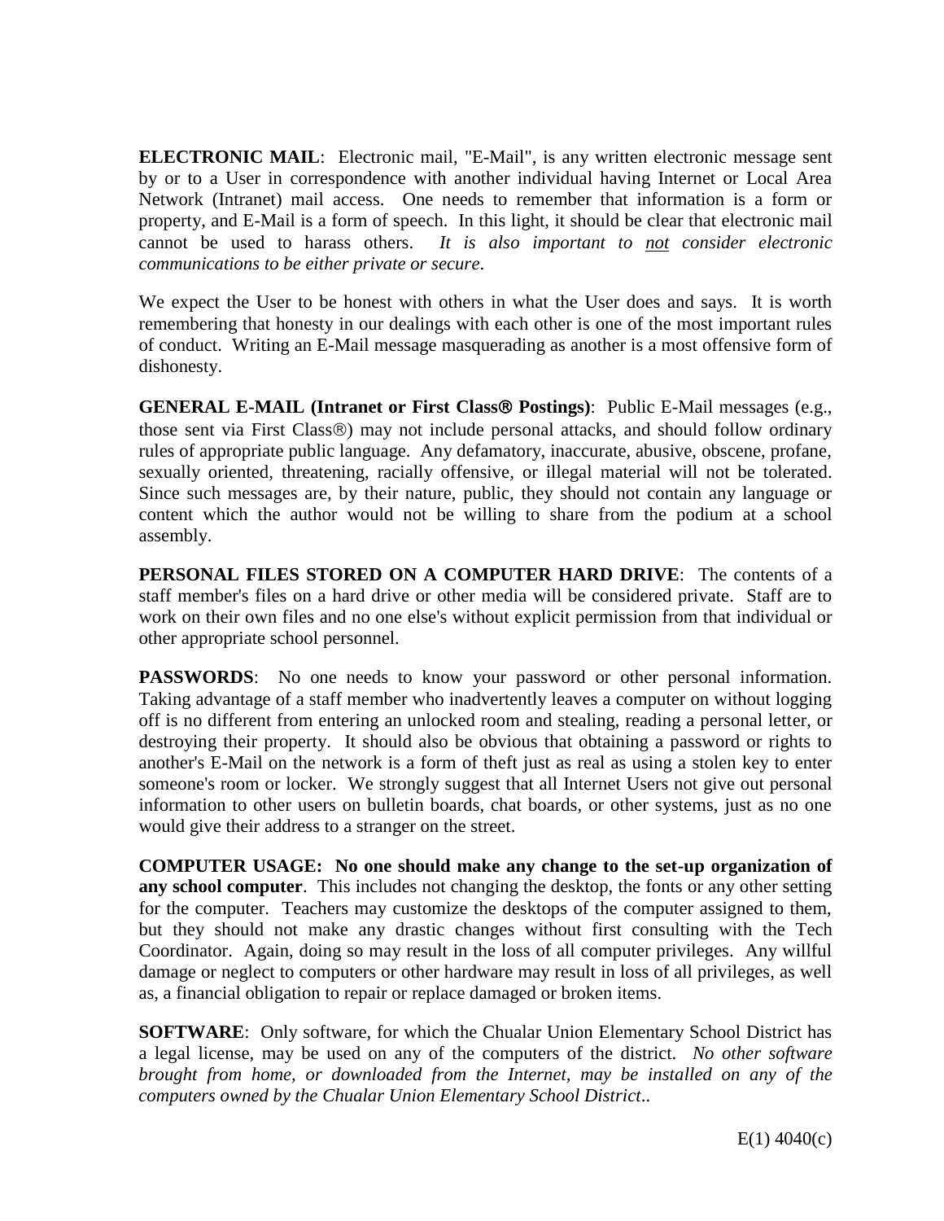**ELECTRONIC MAIL**: Electronic mail, "E-Mail", is any written electronic message sent by or to a User in correspondence with another individual having Internet or Local Area Network (Intranet) mail access. One needs to remember that information is a form or property, and E-Mail is a form of speech. In this light, it should be clear that electronic mail cannot be used to harass others. *It is also important to not consider electronic communications to be either private or secure*.

We expect the User to be honest with others in what the User does and says. It is worth remembering that honesty in our dealings with each other is one of the most important rules of conduct. Writing an E-Mail message masquerading as another is a most offensive form of dishonesty.

**GENERAL E-MAIL (Intranet or First Class® Postings)**: Public E-Mail messages (e.g., those sent via First Class®) may not include personal attacks, and should follow ordinary rules of appropriate public language. Any defamatory, inaccurate, abusive, obscene, profane, sexually oriented, threatening, racially offensive, or illegal material will not be tolerated. Since such messages are, by their nature, public, they should not contain any language or content which the author would not be willing to share from the podium at a school assembly.

**PERSONAL FILES STORED ON A COMPUTER HARD DRIVE**: The contents of a staff member's files on a hard drive or other media will be considered private. Staff are to work on their own files and no one else's without explicit permission from that individual or other appropriate school personnel.

**PASSWORDS**: No one needs to know your password or other personal information. Taking advantage of a staff member who inadvertently leaves a computer on without logging off is no different from entering an unlocked room and stealing, reading a personal letter, or destroying their property. It should also be obvious that obtaining a password or rights to another's E-Mail on the network is a form of theft just as real as using a stolen key to enter someone's room or locker. We strongly suggest that all Internet Users not give out personal information to other users on bulletin boards, chat boards, or other systems, just as no one would give their address to a stranger on the street.

**COMPUTER USAGE: No one should make any change to the set-up organization of any school computer**. This includes not changing the desktop, the fonts or any other setting for the computer. Teachers may customize the desktops of the computer assigned to them, but they should not make any drastic changes without first consulting with the Tech Coordinator. Again, doing so may result in the loss of all computer privileges. Any willful damage or neglect to computers or other hardware may result in loss of all privileges, as well as, a financial obligation to repair or replace damaged or broken items.

**SOFTWARE**: Only software, for which the Chualar Union Elementary School District has a legal license, may be used on any of the computers of the district. *No other software brought from home, or downloaded from the Internet, may be installed on any of the computers owned by the Chualar Union Elementary School District*..

E(1) 4040(c)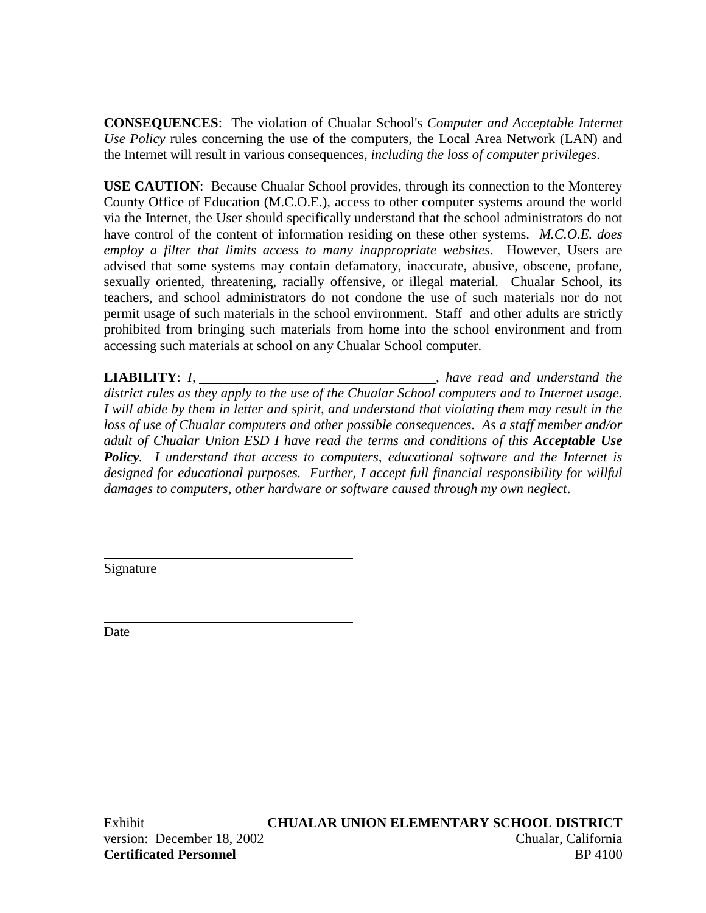**CONSEQUENCES**: The violation of Chualar School's *Computer and Acceptable Internet Use Policy* rules concerning the use of the computers, the Local Area Network (LAN) and the Internet will result in various consequences, *including the loss of computer privileges*.

**USE CAUTION**: Because Chualar School provides, through its connection to the Monterey County Office of Education (M.C.O.E.), access to other computer systems around the world via the Internet, the User should specifically understand that the school administrators do not have control of the content of information residing on these other systems. *M.C.O.E. does employ a filter that limits access to many inappropriate websites*. However, Users are advised that some systems may contain defamatory, inaccurate, abusive, obscene, profane, sexually oriented, threatening, racially offensive, or illegal material. Chualar School, its teachers, and school administrators do not condone the use of such materials nor do not permit usage of such materials in the school environment. Staff and other adults are strictly prohibited from bringing such materials from home into the school environment and from accessing such materials at school on any Chualar School computer.

**LIABILITY**: *I, \_\_\_\_\_\_\_\_\_\_\_\_\_\_\_\_\_\_\_\_\_\_\_\_\_\_\_\_\_\_\_\_, have read and understand the district rules as they apply to the use of the Chualar School computers and to Internet usage. I will abide by them in letter and spirit, and understand that violating them may result in the loss of use of Chualar computers and other possible consequences. As a staff member and/or adult of Chualar Union ESD I have read the terms and conditions of this **Acceptable Use Policy**. I understand that access to computers, educational software and the Internet is designed for educational purposes. Further, I accept full financial responsibility for willful damages to computers, other hardware or software caused through my own neglect*.

\_\_\_\_\_\_\_\_\_\_\_\_\_\_\_\_\_\_\_\_\_\_\_\_\_\_\_\_\_\_\_\_
Signature

\_\_\_\_\_\_\_\_\_\_\_\_\_\_\_\_\_\_\_\_\_\_\_\_\_\_\_\_\_\_\_\_
Date